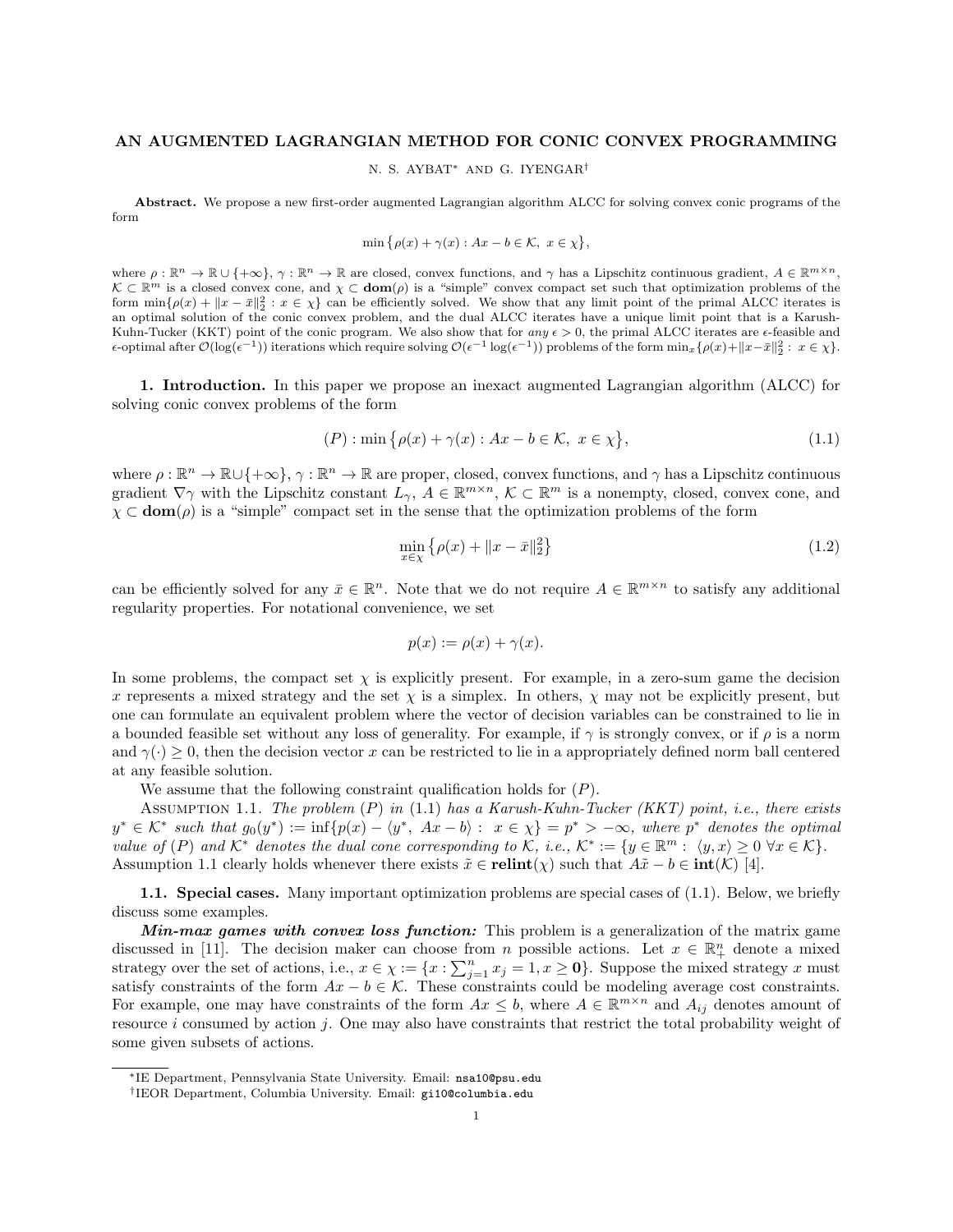# AN AUGMENTED LAGRANGIAN METHOD FOR CONIC CONVEX PROGRAMMING

N. S. AYBAT[*] AND G. IYENGAR[†]

**Abstract.** We propose a new first-order augmented Lagrangian algorithm ALCC for solving convex conic programs of the form

$$\min\left\{\rho(x) + \gamma(x) : Ax - b \in \mathcal{K},\ x \in \chi\right\},$$

where $\rho : \mathbb{R}^n \to \mathbb{R} \cup \{+\infty\}$, $\gamma : \mathbb{R}^n \to \mathbb{R}$ are closed, convex functions, and $\gamma$ has a Lipschitz continuous gradient, $A \in \mathbb{R}^{m\times n}$, $\mathcal{K} \subset \mathbb{R}^m$ is a closed convex cone, and $\chi \subset \mathbf{dom}(\rho)$ is a "simple" convex compact set such that optimization problems of the form $\min\{\rho(x) + \|x - \bar{x}\|_2^2 : x \in \chi\}$ can be efficiently solved. We show that any limit point of the primal ALCC iterates is an optimal solution of the conic convex problem, and the dual ALCC iterates have a unique limit point that is a Karush-Kuhn-Tucker (KKT) point of the conic program. We also show that for *any* $\epsilon > 0$, the primal ALCC iterates are $\epsilon$-feasible and $\epsilon$-optimal after $\mathcal{O}(\log(\epsilon^{-1}))$ iterations which require solving $\mathcal{O}(\epsilon^{-1}\log(\epsilon^{-1}))$ problems of the form $\min_x\{\rho(x) + \|x - \bar{x}\|_2^2 : x \in \chi\}$.

## 1. Introduction.

In this paper we propose an inexact augmented Lagrangian algorithm (ALCC) for solving conic convex problems of the form

$$(P) : \min\left\{\rho(x) + \gamma(x) : Ax - b \in \mathcal{K},\ x \in \chi\right\}, \tag{1.1}$$

where $\rho : \mathbb{R}^n \to \mathbb{R} \cup \{+\infty\}$, $\gamma : \mathbb{R}^n \to \mathbb{R}$ are proper, closed, convex functions, and $\gamma$ has a Lipschitz continuous gradient $\nabla\gamma$ with the Lipschitz constant $L_\gamma$, $A \in \mathbb{R}^{m\times n}$, $\mathcal{K} \subset \mathbb{R}^m$ is a nonempty, closed, convex cone, and $\chi \subset \mathbf{dom}(\rho)$ is a "simple" compact set in the sense that the optimization problems of the form

$$\min_{x\in\chi}\left\{\rho(x) + \|x - \bar{x}\|_2^2\right\} \tag{1.2}$$

can be efficiently solved for any $\bar{x} \in \mathbb{R}^n$. Note that we do not require $A \in \mathbb{R}^{m\times n}$ to satisfy any additional regularity properties. For notational convenience, we set

$$p(x) := \rho(x) + \gamma(x).$$

In some problems, the compact set $\chi$ is explicitly present. For example, in a zero-sum game the decision $x$ represents a mixed strategy and the set $\chi$ is a simplex. In others, $\chi$ may not be explicitly present, but one can formulate an equivalent problem where the vector of decision variables can be constrained to lie in a bounded feasible set without any loss of generality. For example, if $\gamma$ is strongly convex, or if $\rho$ is a norm and $\gamma(\cdot) \geq 0$, then the decision vector $x$ can be restricted to lie in a appropriately defined norm ball centered at any feasible solution.

We assume that the following constraint qualification holds for $(P)$.

Assumption 1.1. *The problem $(P)$ in (1.1) has a Karush-Kuhn-Tucker (KKT) point, i.e., there exists $y^* \in \mathcal{K}^*$ such that $g_0(y^*) := \inf\{p(x) - \langle y^*, Ax - b\rangle : x \in \chi\} = p^* > -\infty$, where $p^*$ denotes the optimal value of $(P)$ and $\mathcal{K}^*$ denotes the dual cone corresponding to $\mathcal{K}$, i.e., $\mathcal{K}^* := \{y \in \mathbb{R}^m : \langle y, x\rangle \geq 0\ \forall x \in \mathcal{K}\}$.*
Assumption 1.1 clearly holds whenever there exists $\tilde{x} \in \mathbf{relint}(\chi)$ such that $A\tilde{x} - b \in \mathbf{int}(\mathcal{K})$ [4].

### 1.1. Special cases.

Many important optimization problems are special cases of (1.1). Below, we briefly discuss some examples.

***Min-max games with convex loss function:*** This problem is a generalization of the matrix game discussed in [11]. The decision maker can choose from $n$ possible actions. Let $x \in \mathbb{R}^n_+$ denote a mixed strategy over the set of actions, i.e., $x \in \chi := \{x : \sum_{j=1}^n x_j = 1, x \geq \mathbf{0}\}$. Suppose the mixed strategy $x$ must satisfy constraints of the form $Ax - b \in \mathcal{K}$. These constraints could be modeling average cost constraints. For example, one may have constraints of the form $Ax \leq b$, where $A \in \mathbb{R}^{m\times n}$ and $A_{ij}$ denotes amount of resource $i$ consumed by action $j$. One may also have constraints that restrict the total probability weight of some given subsets of actions.

[*] IE Department, Pennsylvania State University. Email: nsa10@psu.edu

[†] IEOR Department, Columbia University. Email: gi10@columbia.edu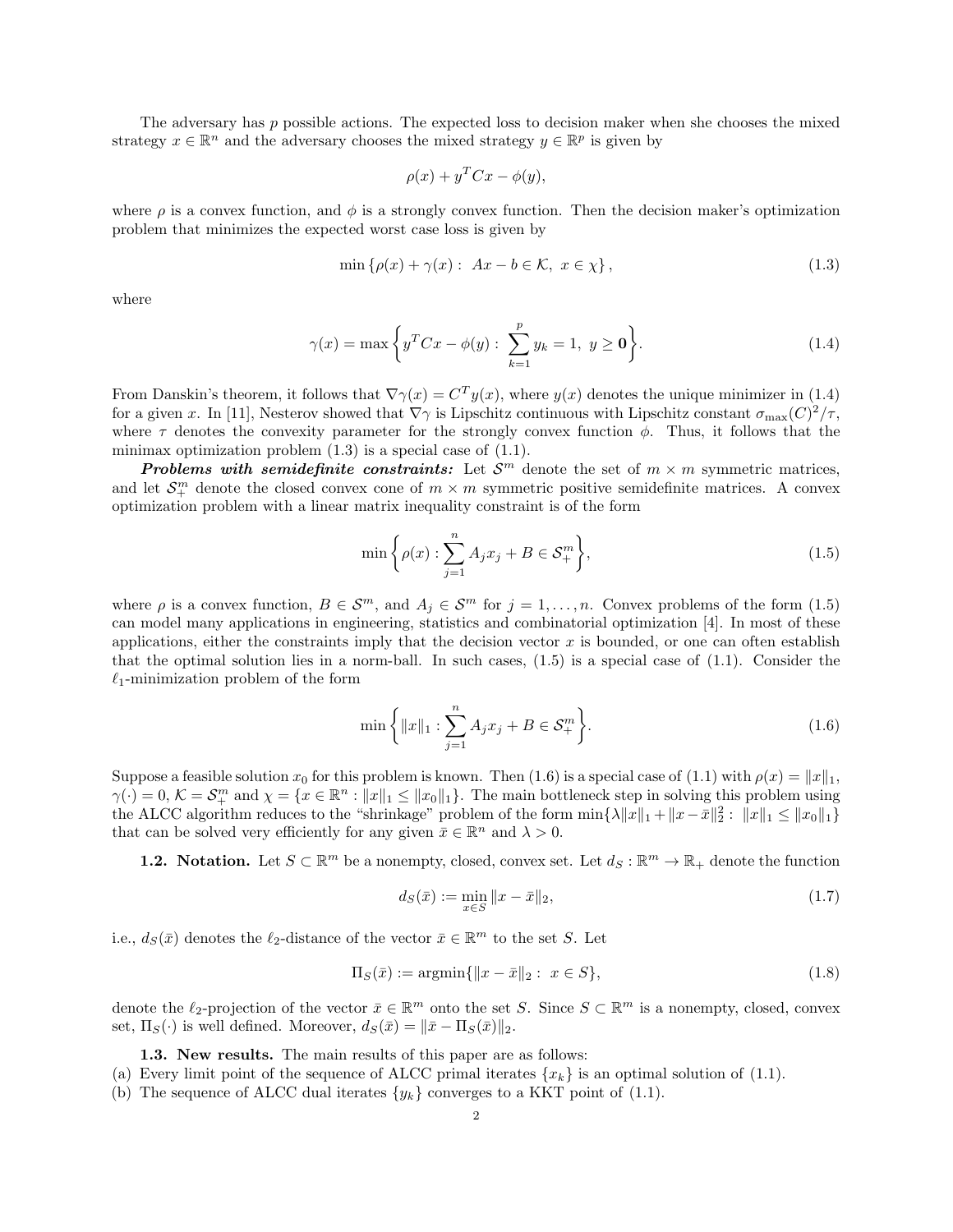The adversary has $p$ possible actions. The expected loss to decision maker when she chooses the mixed strategy $x \in \mathbb{R}^n$ and the adversary chooses the mixed strategy $y \in \mathbb{R}^p$ is given by

$$\rho(x) + y^T Cx - \phi(y),$$

where $\rho$ is a convex function, and $\phi$ is a strongly convex function. Then the decision maker's optimization problem that minimizes the expected worst case loss is given by

$$\min\left\{\rho(x) + \gamma(x) : \ Ax - b \in \mathcal{K}, \ x \in \chi\right\}, \tag{1.3}$$

where

$$\gamma(x) = \max\left\{y^T Cx - \phi(y) : \ \sum_{k=1}^{p} y_k = 1, \ y \geq \mathbf{0}\right\}. \tag{1.4}$$

From Danskin's theorem, it follows that $\nabla\gamma(x) = C^T y(x)$, where $y(x)$ denotes the unique minimizer in (1.4) for a given $x$. In [11], Nesterov showed that $\nabla\gamma$ is Lipschitz continuous with Lipschitz constant $\sigma_{\max}(C)^2/\tau$, where $\tau$ denotes the convexity parameter for the strongly convex function $\phi$. Thus, it follows that the minimax optimization problem (1.3) is a special case of (1.1).

***Problems with semidefinite constraints:*** Let $\mathcal{S}^m$ denote the set of $m \times m$ symmetric matrices, and let $\mathcal{S}^m_+$ denote the closed convex cone of $m \times m$ symmetric positive semidefinite matrices. A convex optimization problem with a linear matrix inequality constraint is of the form

$$\min\left\{\rho(x) : \sum_{j=1}^{n} A_j x_j + B \in \mathcal{S}^m_+\right\}, \tag{1.5}$$

where $\rho$ is a convex function, $B \in \mathcal{S}^m$, and $A_j \in \mathcal{S}^m$ for $j = 1, \ldots, n$. Convex problems of the form (1.5) can model many applications in engineering, statistics and combinatorial optimization [4]. In most of these applications, either the constraints imply that the decision vector $x$ is bounded, or one can often establish that the optimal solution lies in a norm-ball. In such cases, (1.5) is a special case of (1.1). Consider the $\ell_1$-minimization problem of the form

$$\min\left\{\|x\|_1 : \sum_{j=1}^{n} A_j x_j + B \in \mathcal{S}^m_+\right\}. \tag{1.6}$$

Suppose a feasible solution $x_0$ for this problem is known. Then (1.6) is a special case of (1.1) with $\rho(x) = \|x\|_1$, $\gamma(\cdot) = 0$, $\mathcal{K} = \mathcal{S}^m_+$ and $\chi = \{x \in \mathbb{R}^n : \|x\|_1 \leq \|x_0\|_1\}$. The main bottleneck step in solving this problem using the ALCC algorithm reduces to the "shrinkage" problem of the form $\min\{\lambda\|x\|_1 + \|x - \bar{x}\|_2^2 : \ \|x\|_1 \leq \|x_0\|_1\}$ that can be solved very efficiently for any given $\bar{x} \in \mathbb{R}^n$ and $\lambda > 0$.

**1.2. Notation.** Let $S \subset \mathbb{R}^m$ be a nonempty, closed, convex set. Let $d_S : \mathbb{R}^m \to \mathbb{R}_+$ denote the function

$$d_S(\bar{x}) := \min_{x \in S} \|x - \bar{x}\|_2, \tag{1.7}$$

i.e., $d_S(\bar{x})$ denotes the $\ell_2$-distance of the vector $\bar{x} \in \mathbb{R}^m$ to the set $S$. Let

$$\Pi_S(\bar{x}) := \operatorname{argmin}\{\|x - \bar{x}\|_2 : \ x \in S\}, \tag{1.8}$$

denote the $\ell_2$-projection of the vector $\bar{x} \in \mathbb{R}^m$ onto the set $S$. Since $S \subset \mathbb{R}^m$ is a nonempty, closed, convex set, $\Pi_S(\cdot)$ is well defined. Moreover, $d_S(\bar{x}) = \|\bar{x} - \Pi_S(\bar{x})\|_2$.

**1.3. New results.** The main results of this paper are as follows:

(a) Every limit point of the sequence of ALCC primal iterates $\{x_k\}$ is an optimal solution of (1.1).
(b) The sequence of ALCC dual iterates $\{y_k\}$ converges to a KKT point of (1.1).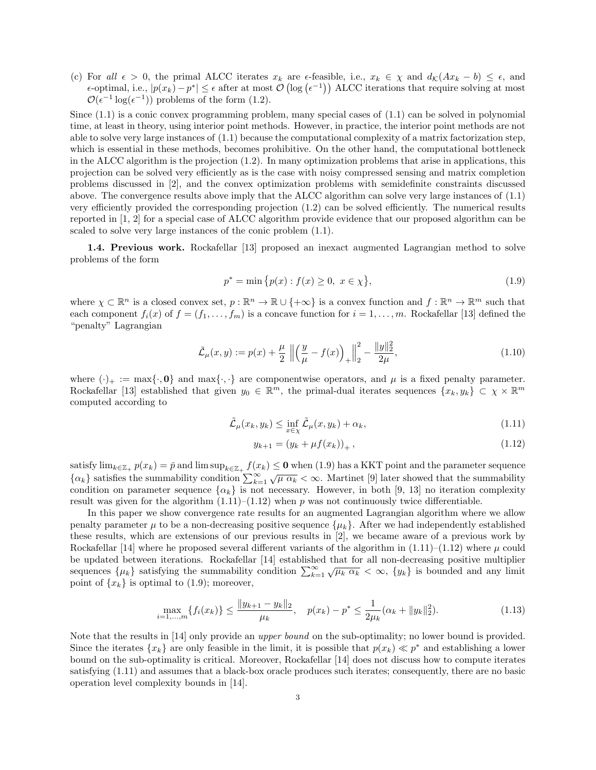(c) For *all* $\epsilon > 0$, the primal ALCC iterates $x_k$ are $\epsilon$-feasible, i.e., $x_k \in \chi$ and $d_{\mathcal{K}}(Ax_k - b) \leq \epsilon$, and $\epsilon$-optimal, i.e., $|p(x_k) - p^*| \leq \epsilon$ after at most $\mathcal{O}\left(\log\left(\epsilon^{-1}\right)\right)$ ALCC iterations that require solving at most $\mathcal{O}(\epsilon^{-1}\log(\epsilon^{-1}))$ problems of the form (1.2).

Since (1.1) is a conic convex programming problem, many special cases of (1.1) can be solved in polynomial time, at least in theory, using interior point methods. However, in practice, the interior point methods are not able to solve very large instances of (1.1) because the computational complexity of a matrix factorization step, which is essential in these methods, becomes prohibitive. On the other hand, the computational bottleneck in the ALCC algorithm is the projection (1.2). In many optimization problems that arise in applications, this projection can be solved very efficiently as is the case with noisy compressed sensing and matrix completion problems discussed in [2], and the convex optimization problems with semidefinite constraints discussed above. The convergence results above imply that the ALCC algorithm can solve very large instances of (1.1) very efficiently provided the corresponding projection (1.2) can be solved efficiently. The numerical results reported in [1, 2] for a special case of ALCC algorithm provide evidence that our proposed algorithm can be scaled to solve very large instances of the conic problem (1.1).

**1.4. Previous work.** Rockafellar [13] proposed an inexact augmented Lagrangian method to solve problems of the form

$$p^* = \min\left\{p(x) : f(x) \geq 0,\ x \in \chi\right\}, \tag{1.9}$$

where $\chi \subset \mathbb{R}^n$ is a closed convex set, $p : \mathbb{R}^n \to \mathbb{R} \cup \{+\infty\}$ is a convex function and $f : \mathbb{R}^n \to \mathbb{R}^m$ such that each component $f_i(x)$ of $f = (f_1, \ldots, f_m)$ is a concave function for $i = 1, \ldots, m$. Rockafellar [13] defined the "penalty" Lagrangian

$$\tilde{\mathcal{L}}_\mu(x, y) := p(x) + \frac{\mu}{2}\left\|\left(\frac{y}{\mu} - f(x)\right)_+\right\|_2^2 - \frac{\|y\|_2^2}{2\mu}, \tag{1.10}$$

where $(\cdot)_+ := \max\{\cdot, \mathbf{0}\}$ and $\max\{\cdot,\cdot\}$ are componentwise operators, and $\mu$ is a fixed penalty parameter. Rockafellar [13] established that given $y_0 \in \mathbb{R}^m$, the primal-dual iterates sequences $\{x_k, y_k\} \subset \chi \times \mathbb{R}^m$ computed according to

$$\tilde{\mathcal{L}}_\mu(x_k, y_k) \leq \inf_{x \in \chi} \tilde{\mathcal{L}}_\mu(x, y_k) + \alpha_k, \tag{1.11}$$

$$y_{k+1} = \left(y_k + \mu f(x_k)\right)_+, \tag{1.12}$$

satisfy $\lim_{k \in \mathbb{Z}_+} p(x_k) = \bar{p}$ and $\limsup_{k \in \mathbb{Z}_+} f(x_k) \leq \mathbf{0}$ when (1.9) has a KKT point and the parameter sequence $\{\alpha_k\}$ satisfies the summability condition $\sum_{k=1}^{\infty} \sqrt{\mu\ \alpha_k} < \infty$. Martinet [9] later showed that the summability condition on parameter sequence $\{\alpha_k\}$ is not necessary. However, in both [9, 13] no iteration complexity result was given for the algorithm (1.11)–(1.12) when $p$ was not continuously twice differentiable.

In this paper we show convergence rate results for an augmented Lagrangian algorithm where we allow penalty parameter $\mu$ to be a non-decreasing positive sequence $\{\mu_k\}$. After we had independently established these results, which are extensions of our previous results in [2], we became aware of a previous work by Rockafellar [14] where he proposed several different variants of the algorithm in (1.11)–(1.12) where $\mu$ could be updated between iterations. Rockafellar [14] established that for all non-decreasing positive multiplier sequences $\{\mu_k\}$ satisfying the summability condition $\sum_{k=1}^{\infty} \sqrt{\mu_k\ \alpha_k} < \infty$, $\{y_k\}$ is bounded and any limit point of $\{x_k\}$ is optimal to (1.9); moreover,

$$\max_{i=1,\ldots,m}\{f_i(x_k)\} \leq \frac{\|y_{k+1} - y_k\|_2}{\mu_k}, \quad p(x_k) - p^* \leq \frac{1}{2\mu_k}(\alpha_k + \|y_k\|_2^2). \tag{1.13}$$

Note that the results in [14] only provide an *upper bound* on the sub-optimality; no lower bound is provided. Since the iterates $\{x_k\}$ are only feasible in the limit, it is possible that $p(x_k) \ll p^*$ and establishing a lower bound on the sub-optimality is critical. Moreover, Rockafellar [14] does not discuss how to compute iterates satisfying (1.11) and assumes that a black-box oracle produces such iterates; consequently, there are no basic operation level complexity bounds in [14].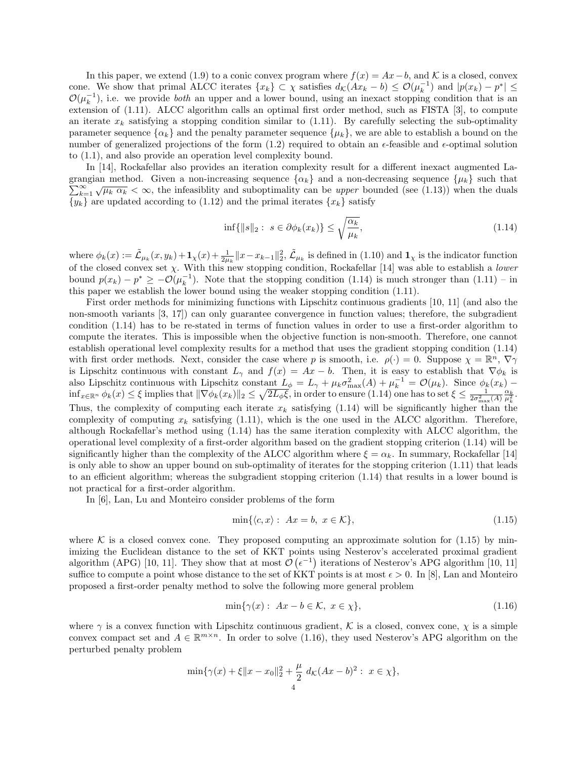In this paper, we extend (1.9) to a conic convex program where $f(x) = Ax - b$, and $\mathcal{K}$ is a closed, convex cone. We show that primal ALCC iterates $\{x_k\} \subset \chi$ satisfies $d_{\mathcal{K}}(Ax_k - b) \leq \mathcal{O}(\mu_k^{-1})$ and $|p(x_k) - p^*| \leq \mathcal{O}(\mu_k^{-1})$, i.e. we provide *both* an upper and a lower bound, using an inexact stopping condition that is an extension of (1.11). ALCC algorithm calls an optimal first order method, such as FISTA [3], to compute an iterate $x_k$ satisfying a stopping condition similar to (1.11). By carefully selecting the sub-optimality parameter sequence $\{\alpha_k\}$ and the penalty parameter sequence $\{\mu_k\}$, we are able to establish a bound on the number of generalized projections of the form (1.2) required to obtain an $\epsilon$-feasible and $\epsilon$-optimal solution to (1.1), and also provide an operation level complexity bound.

In [14], Rockafellar also provides an iteration complexity result for a different inexact augmented Lagrangian method. Given a non-increasing sequence $\{\alpha_k\}$ and a non-decreasing sequence $\{\mu_k\}$ such that $\sum_{k=1}^{\infty} \sqrt{\mu_k \ \alpha_k} < \infty$, the infeasiblity and suboptimality can be *upper* bounded (see (1.13)) when the duals $\{y_k\}$ are updated according to (1.12) and the primal iterates $\{x_k\}$ satisfy

$$\inf\{\|s\|_2 : \ s \in \partial\phi_k(x_k)\} \leq \sqrt{\frac{\alpha_k}{\mu_k}}, \tag{1.14}$$

where $\phi_k(x) := \tilde{\mathcal{L}}_{\mu_k}(x, y_k) + \mathbf{1}_\chi(x) + \frac{1}{2\mu_k}\|x - x_{k-1}\|_2^2$, $\tilde{\mathcal{L}}_{\mu_k}$ is defined in (1.10) and $\mathbf{1}_\chi$ is the indicator function of the closed convex set $\chi$. With this new stopping condition, Rockafellar [14] was able to establish a *lower* bound $p(x_k) - p^* \geq -\mathcal{O}(\mu_k^{-1})$. Note that the stopping condition (1.14) is much stronger than (1.11) – in this paper we establish the lower bound using the weaker stopping condition (1.11).

First order methods for minimizing functions with Lipschitz continuous gradients [10, 11] (and also the non-smooth variants [3, 17]) can only guarantee convergence in function values; therefore, the subgradient condition (1.14) has to be re-stated in terms of function values in order to use a first-order algorithm to compute the iterates. This is impossible when the objective function is non-smooth. Therefore, one cannot establish operational level complexity results for a method that uses the gradient stopping condition (1.14) with first order methods. Next, consider the case where $p$ is smooth, i.e. $\rho(\cdot) = 0$. Suppose $\chi = \mathbb{R}^n$, $\nabla\gamma$ is Lipschitz continuous with constant $L_\gamma$ and $f(x) = Ax - b$. Then, it is easy to establish that $\nabla\phi_k$ is also Lipschitz continuous with Lipschitz constant $L_\phi = L_\gamma + \mu_k\sigma_{\max}^2(A) + \mu_k^{-1} = \mathcal{O}(\mu_k)$. Since $\phi_k(x_k) - \inf_{x\in\mathbb{R}^n} \phi_k(x) \leq \xi$ implies that $\|\nabla\phi_k(x_k)\|_2 \leq \sqrt{2L_\phi\xi}$, in order to ensure (1.14) one has to set $\xi \leq \frac{1}{2\sigma_{\max}^2(A)} \frac{\alpha_k}{\mu_k^2}$. Thus, the complexity of computing each iterate $x_k$ satisfying (1.14) will be significantly higher than the complexity of computing $x_k$ satisfying (1.11), which is the one used in the ALCC algorithm. Therefore, although Rockafellar's method using (1.14) has the same iteration complexity with ALCC algorithm, the operational level complexity of a first-order algorithm based on the gradient stopping criterion (1.14) will be significantly higher than the complexity of the ALCC algorithm where $\xi = \alpha_k$. In summary, Rockafellar [14] is only able to show an upper bound on sub-optimality of iterates for the stopping criterion (1.11) that leads to an efficient algorithm; whereas the subgradient stopping criterion (1.14) that results in a lower bound is not practical for a first-order algorithm.

In [6], Lan, Lu and Monteiro consider problems of the form

$$\min\{\langle c, x\rangle : \ Ax = b, \ x \in \mathcal{K}\}, \tag{1.15}$$

where $\mathcal{K}$ is a closed convex cone. They proposed computing an approximate solution for (1.15) by minimizing the Euclidean distance to the set of KKT points using Nesterov's accelerated proximal gradient algorithm (APG) [10, 11]. They show that at most $\mathcal{O}\left(\epsilon^{-1}\right)$ iterations of Nesterov's APG algorithm [10, 11] suffice to compute a point whose distance to the set of KKT points is at most $\epsilon > 0$. In [8], Lan and Monteiro proposed a first-order penalty method to solve the following more general problem

$$\min\{\gamma(x) : \ Ax - b \in \mathcal{K}, \ x \in \chi\}, \tag{1.16}$$

where $\gamma$ is a convex function with Lipschitz continuous gradient, $\mathcal{K}$ is a closed, convex cone, $\chi$ is a simple convex compact set and $A \in \mathbb{R}^{m\times n}$. In order to solve (1.16), they used Nesterov's APG algorithm on the perturbed penalty problem

$$\min\{\gamma(x) + \xi\|x - x_0\|_2^2 + \frac{\mu}{2}\ d_{\mathcal{K}}(Ax - b)^2 : \ x \in \chi\},$$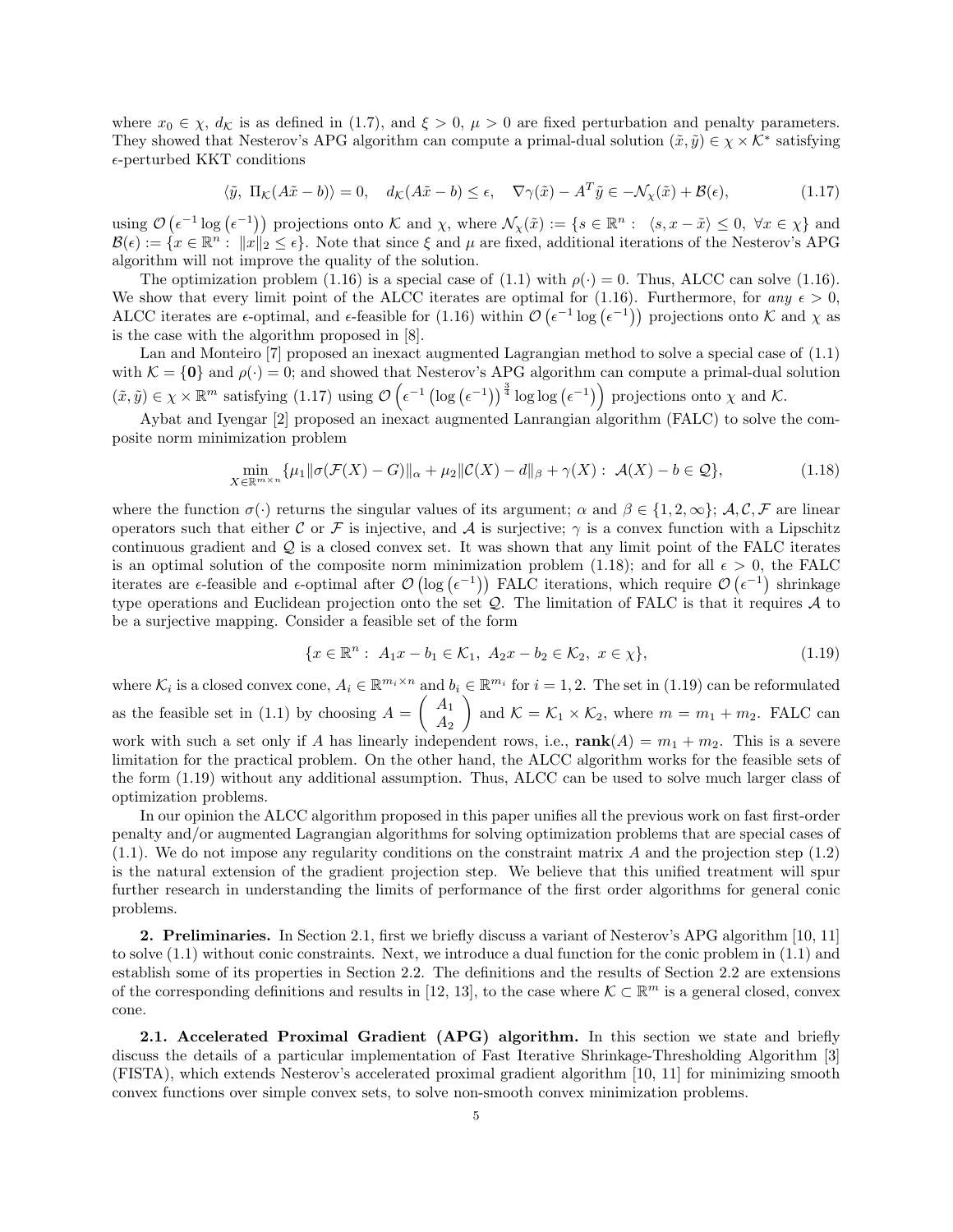where $x_0 \in \chi$, $d_{\mathcal{K}}$ is as defined in (1.7), and $\xi > 0$, $\mu > 0$ are fixed perturbation and penalty parameters. They showed that Nesterov's APG algorithm can compute a primal-dual solution $(\tilde{x}, \tilde{y}) \in \chi \times \mathcal{K}^*$ satisfying $\epsilon$-perturbed KKT conditions

$$\langle \tilde{y},\ \Pi_{\mathcal{K}}(A\tilde{x} - b)\rangle = 0, \quad d_{\mathcal{K}}(A\tilde{x} - b) \leq \epsilon, \quad \nabla\gamma(\tilde{x}) - A^T\tilde{y} \in -\mathcal{N}_\chi(\tilde{x}) + \mathcal{B}(\epsilon), \tag{1.17}$$

using $\mathcal{O}\left(\epsilon^{-1}\log\left(\epsilon^{-1}\right)\right)$ projections onto $\mathcal{K}$ and $\chi$, where $\mathcal{N}_\chi(\tilde{x}) := \{s \in \mathbb{R}^n :\ \langle s, x - \tilde{x}\rangle \leq 0,\ \forall x \in \chi\}$ and $\mathcal{B}(\epsilon) := \{x \in \mathbb{R}^n :\ \|x\|_2 \leq \epsilon\}$. Note that since $\xi$ and $\mu$ are fixed, additional iterations of the Nesterov's APG algorithm will not improve the quality of the solution.

The optimization problem (1.16) is a special case of (1.1) with $\rho(\cdot) = 0$. Thus, ALCC can solve (1.16). We show that every limit point of the ALCC iterates are optimal for (1.16). Furthermore, for *any* $\epsilon > 0$, ALCC iterates are $\epsilon$-optimal, and $\epsilon$-feasible for (1.16) within $\mathcal{O}\left(\epsilon^{-1}\log\left(\epsilon^{-1}\right)\right)$ projections onto $\mathcal{K}$ and $\chi$ as is the case with the algorithm proposed in [8].

Lan and Monteiro [7] proposed an inexact augmented Lagrangian method to solve a special case of (1.1) with $\mathcal{K} = \{\mathbf{0}\}$ and $\rho(\cdot) = 0$; and showed that Nesterov's APG algorithm can compute a primal-dual solution $(\tilde{x}, \tilde{y}) \in \chi \times \mathbb{R}^m$ satisfying (1.17) using $\mathcal{O}\left(\epsilon^{-1}\left(\log\left(\epsilon^{-1}\right)\right)^{\frac{3}{4}}\log\log\left(\epsilon^{-1}\right)\right)$ projections onto $\chi$ and $\mathcal{K}$.

Aybat and Iyengar [2] proposed an inexact augmented Lanrangian algorithm (FALC) to solve the composite norm minimization problem

$$\min_{X \in \mathbb{R}^{m\times n}} \{\mu_1 \|\sigma(\mathcal{F}(X) - G)\|_\alpha + \mu_2\|\mathcal{C}(X) - d\|_\beta + \gamma(X) :\ \mathcal{A}(X) - b \in \mathcal{Q}\}, \tag{1.18}$$

where the function $\sigma(\cdot)$ returns the singular values of its argument; $\alpha$ and $\beta \in \{1, 2, \infty\}$; $\mathcal{A}, \mathcal{C}, \mathcal{F}$ are linear operators such that either $\mathcal{C}$ or $\mathcal{F}$ is injective, and $\mathcal{A}$ is surjective; $\gamma$ is a convex function with a Lipschitz continuous gradient and $\mathcal{Q}$ is a closed convex set. It was shown that any limit point of the FALC iterates is an optimal solution of the composite norm minimization problem (1.18); and for all $\epsilon > 0$, the FALC iterates are $\epsilon$-feasible and $\epsilon$-optimal after $\mathcal{O}\left(\log\left(\epsilon^{-1}\right)\right)$ FALC iterations, which require $\mathcal{O}\left(\epsilon^{-1}\right)$ shrinkage type operations and Euclidean projection onto the set $\mathcal{Q}$. The limitation of FALC is that it requires $\mathcal{A}$ to be a surjective mapping. Consider a feasible set of the form

$$\{x \in \mathbb{R}^n :\ A_1x - b_1 \in \mathcal{K}_1,\ A_2x - b_2 \in \mathcal{K}_2,\ x \in \chi\}, \tag{1.19}$$

where $\mathcal{K}_i$ is a closed convex cone, $A_i \in \mathbb{R}^{m_i\times n}$ and $b_i \in \mathbb{R}^{m_i}$ for $i = 1, 2$. The set in (1.19) can be reformulated as the feasible set in (1.1) by choosing $A = \begin{pmatrix} A_1 \\ A_2 \end{pmatrix}$ and $\mathcal{K} = \mathcal{K}_1 \times \mathcal{K}_2$, where $m = m_1 + m_2$. FALC can work with such a set only if $A$ has linearly independent rows, i.e., $\mathbf{rank}(A) = m_1 + m_2$. This is a severe limitation for the practical problem. On the other hand, the ALCC algorithm works for the feasible sets of the form (1.19) without any additional assumption. Thus, ALCC can be used to solve much larger class of optimization problems.

In our opinion the ALCC algorithm proposed in this paper unifies all the previous work on fast first-order penalty and/or augmented Lagrangian algorithms for solving optimization problems that are special cases of (1.1). We do not impose any regularity conditions on the constraint matrix $A$ and the projection step (1.2) is the natural extension of the gradient projection step. We believe that this unified treatment will spur further research in understanding the limits of performance of the first order algorithms for general conic problems.

**2. Preliminaries.** In Section 2.1, first we briefly discuss a variant of Nesterov's APG algorithm [10, 11] to solve (1.1) without conic constraints. Next, we introduce a dual function for the conic problem in (1.1) and establish some of its properties in Section 2.2. The definitions and the results of Section 2.2 are extensions of the corresponding definitions and results in [12, 13], to the case where $\mathcal{K} \subset \mathbb{R}^m$ is a general closed, convex cone.

**2.1. Accelerated Proximal Gradient (APG) algorithm.** In this section we state and briefly discuss the details of a particular implementation of Fast Iterative Shrinkage-Thresholding Algorithm [3] (FISTA), which extends Nesterov's accelerated proximal gradient algorithm [10, 11] for minimizing smooth convex functions over simple convex sets, to solve non-smooth convex minimization problems.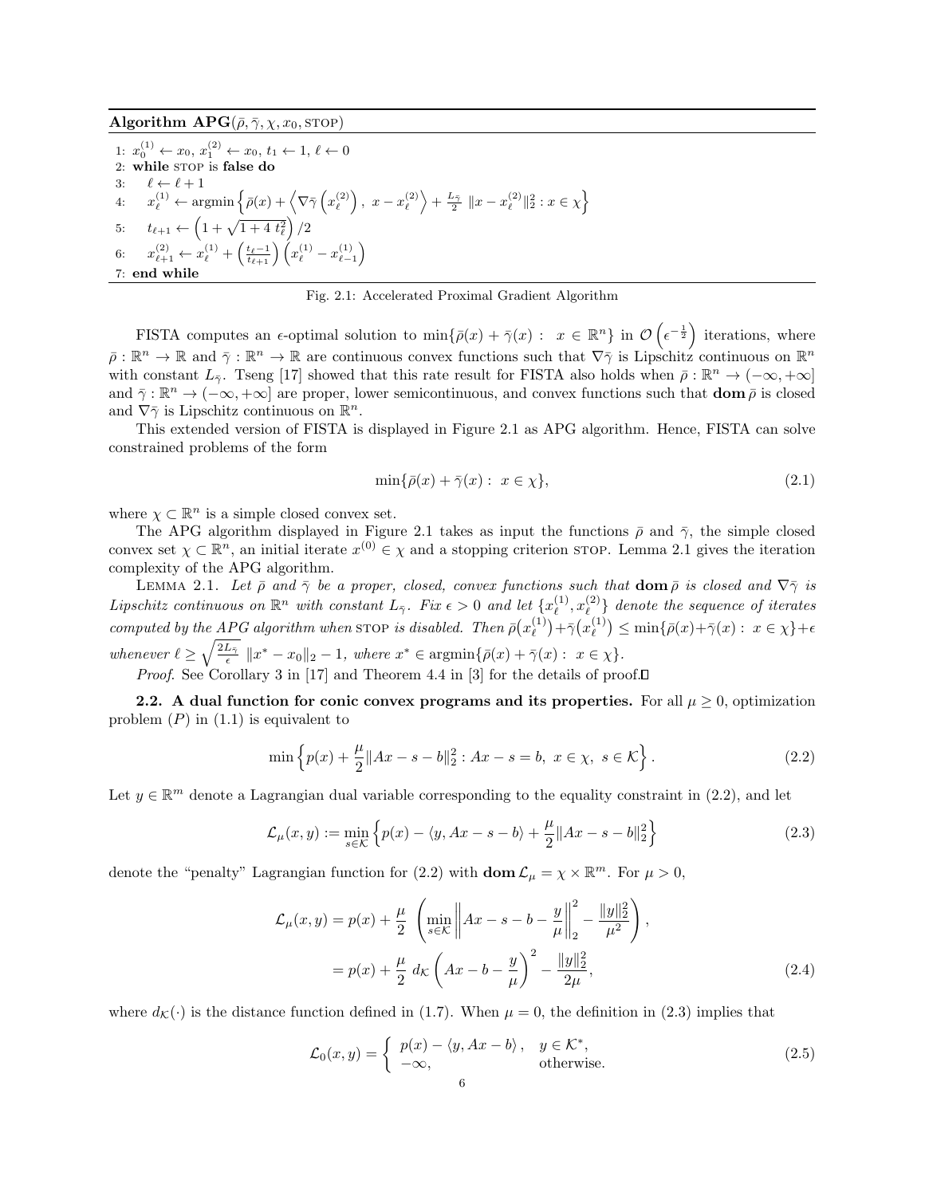**Algorithm APG**$(\bar{\rho}, \bar{\gamma}, \chi, x_0, \text{STOP})$

```
1: x_0^(1) ← x_0, x_1^(2) ← x_0, t_1 ← 1, ℓ ← 0
2: while STOP is false do
3:    ℓ ← ℓ + 1
4:    x_ℓ^(1) ← argmin { ρ̄(x) + ⟨∇γ̄(x_ℓ^(2)), x − x_ℓ^(2)⟩ + (L_γ̄/2) ||x − x_ℓ^(2)||_2^2 : x ∈ χ }
5:    t_{ℓ+1} ← (1 + sqrt(1 + 4 t_ℓ^2)) / 2
6:    x_{ℓ+1}^(2) ← x_ℓ^(1) + ((t_ℓ − 1)/t_{ℓ+1}) (x_ℓ^(1) − x_{ℓ−1}^(1))
7: end while
```

Fig. 2.1: Accelerated Proximal Gradient Algorithm

FISTA computes an $\epsilon$-optimal solution to $\min\{\bar{\rho}(x) + \bar{\gamma}(x) : \ x \in \mathbb{R}^n\}$ in $\mathcal{O}\left(\epsilon^{-\frac{1}{2}}\right)$ iterations, where $\bar{\rho} : \mathbb{R}^n \to \mathbb{R}$ and $\bar{\gamma} : \mathbb{R}^n \to \mathbb{R}$ are continuous convex functions such that $\nabla\bar{\gamma}$ is Lipschitz continuous on $\mathbb{R}^n$ with constant $L_{\bar{\gamma}}$. Tseng [17] showed that this rate result for FISTA also holds when $\bar{\rho} : \mathbb{R}^n \to (-\infty, +\infty]$ and $\bar{\gamma} : \mathbb{R}^n \to (-\infty, +\infty]$ are proper, lower semicontinuous, and convex functions such that $\mathbf{dom}\,\bar{\rho}$ is closed and $\nabla\bar{\gamma}$ is Lipschitz continuous on $\mathbb{R}^n$.

This extended version of FISTA is displayed in Figure 2.1 as APG algorithm. Hence, FISTA can solve constrained problems of the form

$$\min\{\bar{\rho}(x) + \bar{\gamma}(x) : \ x \in \chi\}, \tag{2.1}$$

where $\chi \subset \mathbb{R}^n$ is a simple closed convex set.

The APG algorithm displayed in Figure 2.1 takes as input the functions $\bar{\rho}$ and $\bar{\gamma}$, the simple closed convex set $\chi \subset \mathbb{R}^n$, an initial iterate $x^{(0)} \in \chi$ and a stopping criterion STOP. Lemma 2.1 gives the iteration complexity of the APG algorithm.

LEMMA 2.1. *Let $\bar{\rho}$ and $\bar{\gamma}$ be a proper, closed, convex functions such that $\mathbf{dom}\,\bar{\rho}$ is closed and $\nabla\bar{\gamma}$ is Lipschitz continuous on $\mathbb{R}^n$ with constant $L_{\bar{\gamma}}$. Fix $\epsilon > 0$ and let $\{x_\ell^{(1)}, x_\ell^{(2)}\}$ denote the sequence of iterates computed by the APG algorithm when* STOP *is disabled. Then $\bar{\rho}\big(x_\ell^{(1)}\big) + \bar{\gamma}\big(x_\ell^{(1)}\big) \leq \min\{\bar{\rho}(x) + \bar{\gamma}(x) : \ x \in \chi\} + \epsilon$ whenever $\ell \geq \sqrt{\frac{2L_{\bar{\gamma}}}{\epsilon}}\ \|x^* - x_0\|_2 - 1$, where $x^* \in \operatorname{argmin}\{\bar{\rho}(x) + \bar{\gamma}(x) : \ x \in \chi\}$.*

*Proof*. See Corollary 3 in [17] and Theorem 4.4 in [3] for the details of proof.$\square$

**2.2. A dual function for conic convex programs and its properties.** For all $\mu \geq 0$, optimization problem $(P)$ in (1.1) is equivalent to

$$\min\left\{p(x) + \frac{\mu}{2}\|Ax - s - b\|_2^2 : Ax - s = b, \ x \in \chi, \ s \in \mathcal{K}\right\}. \tag{2.2}$$

Let $y \in \mathbb{R}^m$ denote a Lagrangian dual variable corresponding to the equality constraint in (2.2), and let

$$\mathcal{L}_\mu(x, y) := \min_{s \in \mathcal{K}}\left\{p(x) - \langle y, Ax - s - b\rangle + \frac{\mu}{2}\|Ax - s - b\|_2^2\right\} \tag{2.3}$$

denote the "penalty" Lagrangian function for (2.2) with $\mathbf{dom}\,\mathcal{L}_\mu = \chi \times \mathbb{R}^m$. For $\mu > 0$,

$$\begin{aligned}
\mathcal{L}_\mu(x, y) &= p(x) + \frac{\mu}{2}\ \left(\min_{s \in \mathcal{K}}\left\|Ax - s - b - \frac{y}{\mu}\right\|_2^2 - \frac{\|y\|_2^2}{\mu^2}\right), \\
&= p(x) + \frac{\mu}{2}\ d_{\mathcal{K}}\left(Ax - b - \frac{y}{\mu}\right)^2 - \frac{\|y\|_2^2}{2\mu},
\end{aligned} \tag{2.4}$$

where $d_{\mathcal{K}}(\cdot)$ is the distance function defined in (1.7). When $\mu = 0$, the definition in (2.3) implies that

$$\mathcal{L}_0(x, y) = \begin{cases} p(x) - \langle y, Ax - b\rangle, & y \in \mathcal{K}^*, \\ -\infty, & \text{otherwise.} \end{cases} \tag{2.5}$$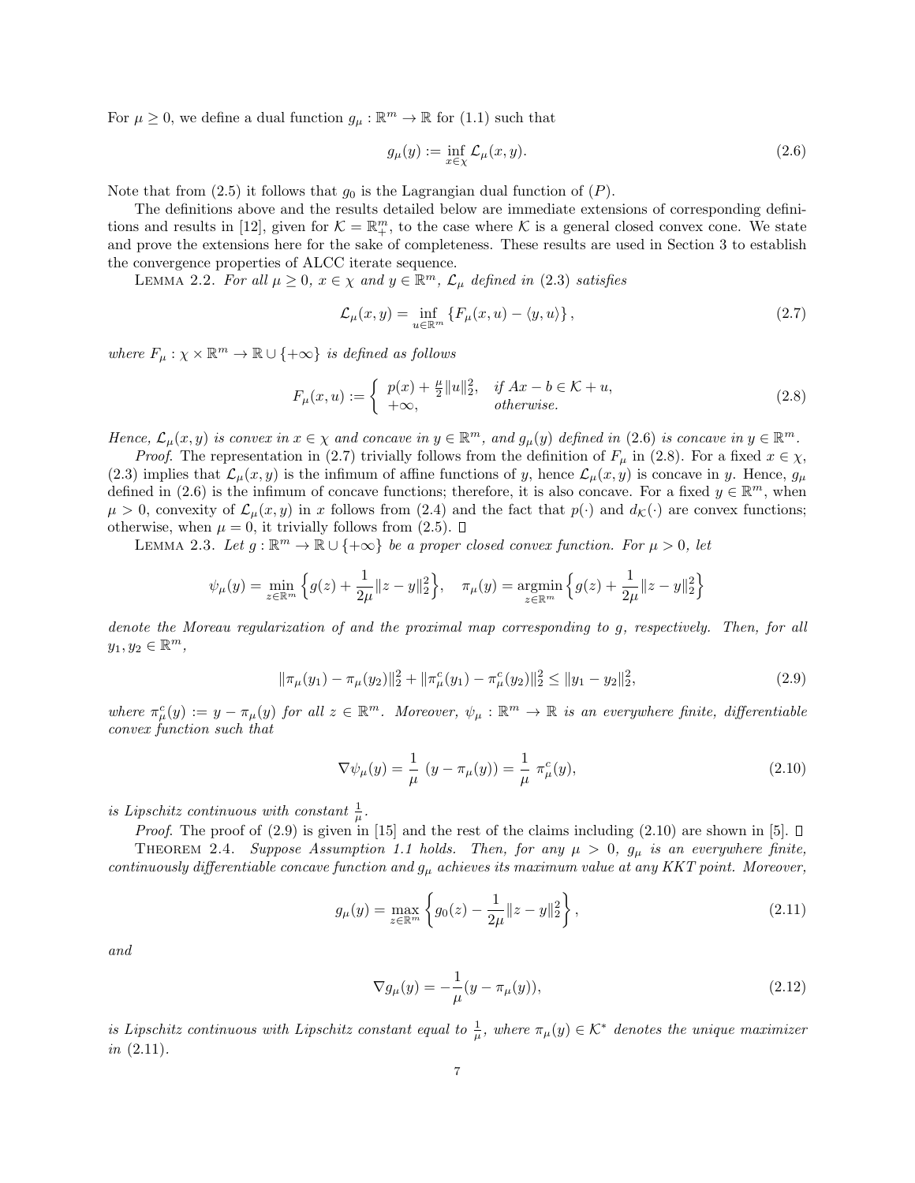For $\mu \geq 0$, we define a dual function $g_\mu : \mathbb{R}^m \to \mathbb{R}$ for (1.1) such that

$$g_\mu(y) := \inf_{x \in \chi} \mathcal{L}_\mu(x, y). \tag{2.6}$$

Note that from (2.5) it follows that $g_0$ is the Lagrangian dual function of $(P)$.

The definitions above and the results detailed below are immediate extensions of corresponding definitions and results in [12], given for $\mathcal{K} = \mathbb{R}^m_+$, to the case where $\mathcal{K}$ is a general closed convex cone. We state and prove the extensions here for the sake of completeness. These results are used in Section 3 to establish the convergence properties of ALCC iterate sequence.

Lemma 2.2. *For all $\mu \geq 0$, $x \in \chi$ and $y \in \mathbb{R}^m$, $\mathcal{L}_\mu$ defined in (2.3) satisfies*

$$\mathcal{L}_\mu(x, y) = \inf_{u \in \mathbb{R}^m} \left\{ F_\mu(x, u) - \langle y, u \rangle \right\}, \tag{2.7}$$

*where $F_\mu : \chi \times \mathbb{R}^m \to \mathbb{R} \cup \{+\infty\}$ is defined as follows*

$$F_\mu(x, u) := \begin{cases} p(x) + \frac{\mu}{2}\|u\|_2^2, & \text{if } Ax - b \in \mathcal{K} + u, \\ +\infty, & \text{otherwise.} \end{cases} \tag{2.8}$$

*Hence, $\mathcal{L}_\mu(x, y)$ is convex in $x \in \chi$ and concave in $y \in \mathbb{R}^m$, and $g_\mu(y)$ defined in (2.6) is concave in $y \in \mathbb{R}^m$.*

*Proof.* The representation in (2.7) trivially follows from the definition of $F_\mu$ in (2.8). For a fixed $x \in \chi$, (2.3) implies that $\mathcal{L}_\mu(x, y)$ is the infimum of affine functions of $y$, hence $\mathcal{L}_\mu(x, y)$ is concave in $y$. Hence, $g_\mu$ defined in (2.6) is the infimum of concave functions; therefore, it is also concave. For a fixed $y \in \mathbb{R}^m$, when $\mu > 0$, convexity of $\mathcal{L}_\mu(x, y)$ in $x$ follows from (2.4) and the fact that $p(\cdot)$ and $d_{\mathcal{K}}(\cdot)$ are convex functions; otherwise, when $\mu = 0$, it trivially follows from (2.5). □

Lemma 2.3. *Let $g : \mathbb{R}^m \to \mathbb{R} \cup \{+\infty\}$ be a proper closed convex function. For $\mu > 0$, let*

$$\psi_\mu(y) = \min_{z \in \mathbb{R}^m} \left\{ g(z) + \frac{1}{2\mu}\|z - y\|_2^2 \right\}, \quad \pi_\mu(y) = \operatorname*{argmin}_{z \in \mathbb{R}^m} \left\{ g(z) + \frac{1}{2\mu}\|z - y\|_2^2 \right\}$$

*denote the Moreau regularization of and the proximal map corresponding to $g$, respectively. Then, for all $y_1, y_2 \in \mathbb{R}^m$,*

$$\|\pi_\mu(y_1) - \pi_\mu(y_2)\|_2^2 + \|\pi_\mu^c(y_1) - \pi_\mu^c(y_2)\|_2^2 \leq \|y_1 - y_2\|_2^2, \tag{2.9}$$

*where $\pi_\mu^c(y) := y - \pi_\mu(y)$ for all $z \in \mathbb{R}^m$. Moreover, $\psi_\mu : \mathbb{R}^m \to \mathbb{R}$ is an everywhere finite, differentiable convex function such that*

$$\nabla \psi_\mu(y) = \frac{1}{\mu}\ (y - \pi_\mu(y)) = \frac{1}{\mu}\ \pi_\mu^c(y), \tag{2.10}$$

*is Lipschitz continuous with constant $\frac{1}{\mu}$.*

*Proof.* The proof of (2.9) is given in [15] and the rest of the claims including (2.10) are shown in [5]. □

Theorem 2.4. *Suppose Assumption 1.1 holds. Then, for any $\mu > 0$, $g_\mu$ is an everywhere finite, continuously differentiable concave function and $g_\mu$ achieves its maximum value at any KKT point. Moreover,*

$$g_\mu(y) = \max_{z \in \mathbb{R}^m} \left\{ g_0(z) - \frac{1}{2\mu}\|z - y\|_2^2 \right\}, \tag{2.11}$$

*and*

$$\nabla g_\mu(y) = -\frac{1}{\mu}(y - \pi_\mu(y)), \tag{2.12}$$

*is Lipschitz continuous with Lipschitz constant equal to $\frac{1}{\mu}$, where $\pi_\mu(y) \in \mathcal{K}^*$ denotes the unique maximizer in (2.11).*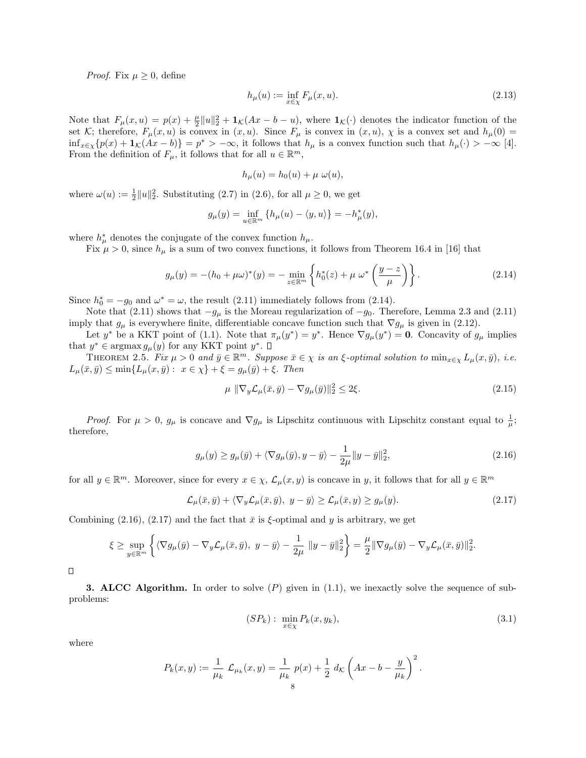*Proof.* Fix $\mu \geq 0$, define

$$h_\mu(u) := \inf_{x \in \chi} F_\mu(x, u). \tag{2.13}$$

Note that $F_\mu(x,u) = p(x) + \frac{\mu}{2}\|u\|_2^2 + \mathbf{1}_{\mathcal{K}}(Ax - b - u)$, where $\mathbf{1}_{\mathcal{K}}(\cdot)$ denotes the indicator function of the set $\mathcal{K}$; therefore, $F_\mu(x,u)$ is convex in $(x,u)$. Since $F_\mu$ is convex in $(x,u)$, $\chi$ is a convex set and $h_\mu(0) = \inf_{x\in\chi}\{p(x) + \mathbf{1}_{\mathcal{K}}(Ax - b)\} = p^* > -\infty$, it follows that $h_\mu$ is a convex function such that $h_\mu(\cdot) > -\infty$ [4]. From the definition of $F_\mu$, it follows that for all $u \in \mathbb{R}^m$,

$$h_\mu(u) = h_0(u) + \mu\ \omega(u),$$

where $\omega(u) := \frac{1}{2}\|u\|_2^2$. Substituting (2.7) in (2.6), for all $\mu \geq 0$, we get

$$g_\mu(y) = \inf_{u \in \mathbb{R}^m} \{h_\mu(u) - \langle y, u\rangle\} = -h_\mu^*(y),$$

where $h_\mu^*$ denotes the conjugate of the convex function $h_\mu$.

Fix $\mu > 0$, since $h_\mu$ is a sum of two convex functions, it follows from Theorem 16.4 in [16] that

$$g_\mu(y) = -(h_0 + \mu\omega)^*(y) = -\min_{z \in \mathbb{R}^m}\left\{h_0^*(z) + \mu\ \omega^*\left(\frac{y-z}{\mu}\right)\right\}. \tag{2.14}$$

Since $h_0^* = -g_0$ and $\omega^* = \omega$, the result (2.11) immediately follows from (2.14).

Note that (2.11) shows that $-g_\mu$ is the Moreau regularization of $-g_0$. Therefore, Lemma 2.3 and (2.11) imply that $g_\mu$ is everywhere finite, differentiable concave function such that $\nabla g_\mu$ is given in (2.12).

Let $y^*$ be a KKT point of (1.1). Note that $\pi_\mu(y^*) = y^*$. Hence $\nabla g_\mu(y^*) = \mathbf{0}$. Concavity of $g_\mu$ implies that $y^* \in \operatorname{argmax} g_\mu(y)$ for any KKT point $y^*$. □

THEOREM 2.5. *Fix $\mu > 0$ and $\bar{y} \in \mathbb{R}^m$. Suppose $\bar{x} \in \chi$ is an $\xi$-optimal solution to $\min_{x\in\chi} L_\mu(x,\bar{y})$, i.e. $L_\mu(\bar{x},\bar{y}) \leq \min\{L_\mu(x,\bar{y}) :\ x \in \chi\} + \xi = g_\mu(\bar{y}) + \xi$. Then*

$$\mu\ \|\nabla_y \mathcal{L}_\mu(\bar{x},\bar{y}) - \nabla g_\mu(\bar{y})\|_2^2 \leq 2\xi. \tag{2.15}$$

*Proof.* For $\mu > 0$, $g_\mu$ is concave and $\nabla g_\mu$ is Lipschitz continuous with Lipschitz constant equal to $\frac{1}{\mu}$; therefore,

$$g_\mu(y) \geq g_\mu(\bar{y}) + \langle \nabla g_\mu(\bar{y}), y - \bar{y}\rangle - \frac{1}{2\mu}\|y - \bar{y}\|_2^2, \tag{2.16}$$

for all $y \in \mathbb{R}^m$. Moreover, since for every $x \in \chi$, $\mathcal{L}_\mu(x,y)$ is concave in $y$, it follows that for all $y \in \mathbb{R}^m$

$$\mathcal{L}_\mu(\bar{x},\bar{y}) + \langle \nabla_y \mathcal{L}_\mu(\bar{x},\bar{y}),\ y - \bar{y}\rangle \geq \mathcal{L}_\mu(\bar{x},y) \geq g_\mu(y). \tag{2.17}$$

Combining (2.16), (2.17) and the fact that $\bar{x}$ is $\xi$-optimal and $y$ is arbitrary, we get

$$\xi \geq \sup_{y\in\mathbb{R}^m}\left\{\langle \nabla g_\mu(\bar{y}) - \nabla_y \mathcal{L}_\mu(\bar{x},\bar{y}),\ y - \bar{y}\rangle - \frac{1}{2\mu}\ \|y - \bar{y}\|_2^2\right\} = \frac{\mu}{2}\|\nabla g_\mu(\bar{y}) - \nabla_y \mathcal{L}_\mu(\bar{x},\bar{y})\|_2^2.$$

□

## 3. ALCC Algorithm.

In order to solve $(P)$ given in (1.1), we inexactly solve the sequence of subproblems:

$$(SP_k):\ \min_{x\in\chi} P_k(x, y_k), \tag{3.1}$$

where

$$P_k(x,y) := \frac{1}{\mu_k}\ \mathcal{L}_{\mu_k}(x,y) = \frac{1}{\mu_k}\ p(x) + \frac{1}{2}\ d_{\mathcal{K}}\left(Ax - b - \frac{y}{\mu_k}\right)^2.$$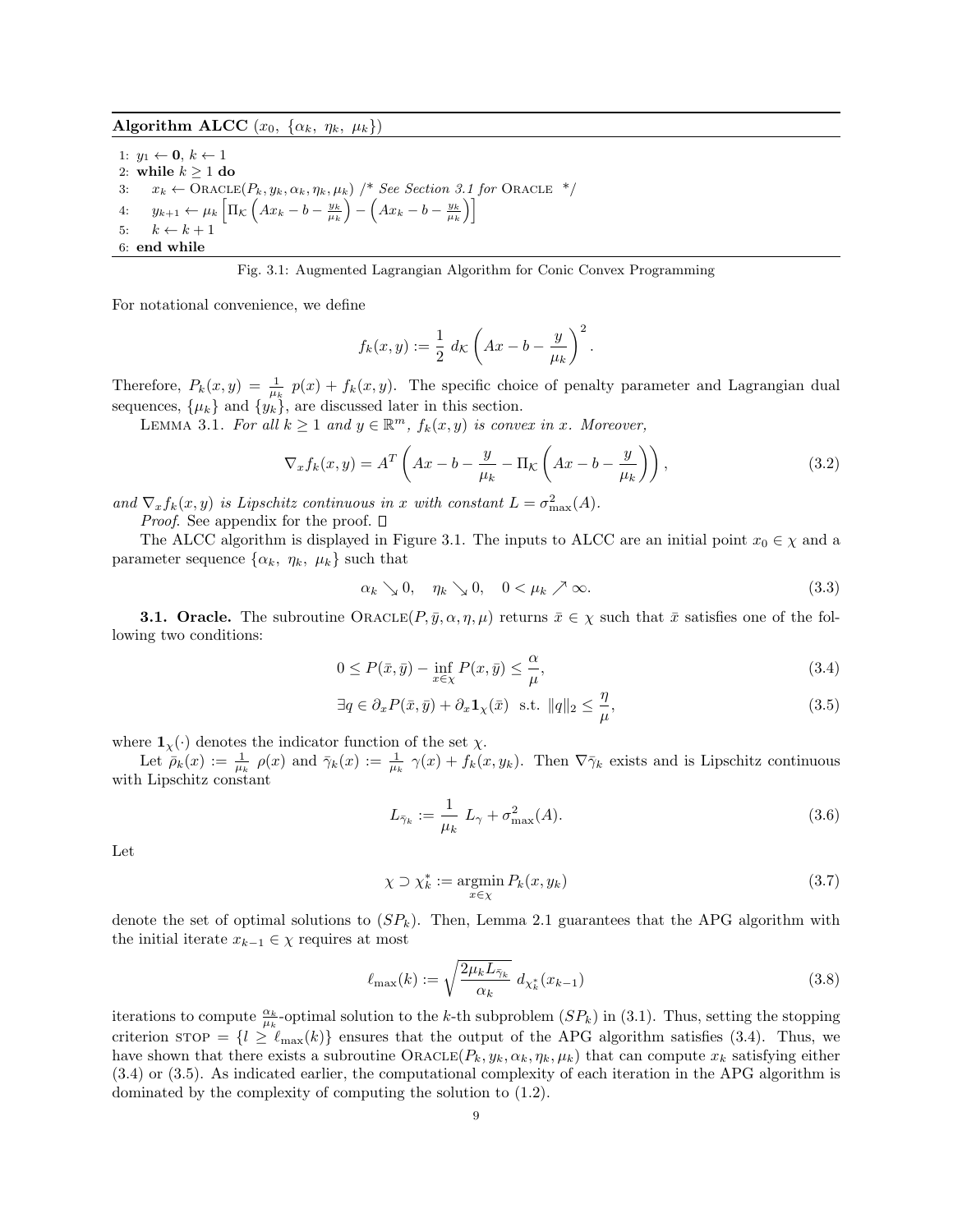**Algorithm ALCC** $(x_0,\ \{\alpha_k,\ \eta_k,\ \mu_k\})$

```
1: y_1 ← 0, k ← 1
2: while k ≥ 1 do
3:    x_k ← ORACLE(P_k, y_k, α_k, η_k, μ_k) /* See Section 3.1 for ORACLE */
4:    y_{k+1} ← μ_k [ Π_K (Ax_k − b − y_k/μ_k) − (Ax_k − b − y_k/μ_k) ]
5:    k ← k + 1
6: end while
```

Fig. 3.1: Augmented Lagrangian Algorithm for Conic Convex Programming

For notational convenience, we define

$$f_k(x,y) := \frac{1}{2}\ d_{\mathcal{K}}\left(Ax - b - \frac{y}{\mu_k}\right)^2.$$

Therefore, $P_k(x,y) = \frac{1}{\mu_k}\ p(x) + f_k(x,y)$. The specific choice of penalty parameter and Lagrangian dual sequences, $\{\mu_k\}$ and $\{y_k\}$, are discussed later in this section.

Lemma 3.1. *For all $k \geq 1$ and $y \in \mathbb{R}^m$, $f_k(x,y)$ is convex in $x$. Moreover,*

$$\nabla_x f_k(x,y) = A^T\left(Ax - b - \frac{y}{\mu_k} - \Pi_{\mathcal{K}}\left(Ax - b - \frac{y}{\mu_k}\right)\right), \tag{3.2}$$

*and $\nabla_x f_k(x,y)$ is Lipschitz continuous in $x$ with constant $L = \sigma^2_{\max}(A)$.*

*Proof.* See appendix for the proof. □

The ALCC algorithm is displayed in Figure 3.1. The inputs to ALCC are an initial point $x_0 \in \chi$ and a parameter sequence $\{\alpha_k,\ \eta_k,\ \mu_k\}$ such that

$$\alpha_k \searrow 0, \quad \eta_k \searrow 0, \quad 0 < \mu_k \nearrow \infty. \tag{3.3}$$

**3.1. Oracle.** The subroutine $\textsc{Oracle}(P, \bar{y}, \alpha, \eta, \mu)$ returns $\bar{x} \in \chi$ such that $\bar{x}$ satisfies one of the following two conditions:

$$0 \leq P(\bar{x}, \bar{y}) - \inf_{x\in\chi} P(x, \bar{y}) \leq \frac{\alpha}{\mu}, \tag{3.4}$$

$$\exists q \in \partial_x P(\bar{x}, \bar{y}) + \partial_x \mathbf{1}_{\chi}(\bar{x}) \ \text{ s.t. } \|q\|_2 \leq \frac{\eta}{\mu}, \tag{3.5}$$

where $\mathbf{1}_{\chi}(\cdot)$ denotes the indicator function of the set $\chi$.

Let $\bar{\rho}_k(x) := \frac{1}{\mu_k}\ \rho(x)$ and $\bar{\gamma}_k(x) := \frac{1}{\mu_k}\ \gamma(x) + f_k(x, y_k)$. Then $\nabla\bar{\gamma}_k$ exists and is Lipschitz continuous with Lipschitz constant

$$L_{\bar{\gamma}_k} := \frac{1}{\mu_k}\ L_{\gamma} + \sigma^2_{\max}(A). \tag{3.6}$$

Let

$$\chi \supset \chi^*_k := \operatorname*{argmin}_{x\in\chi} P_k(x, y_k) \tag{3.7}$$

denote the set of optimal solutions to $(SP_k)$. Then, Lemma 2.1 guarantees that the APG algorithm with the initial iterate $x_{k-1} \in \chi$ requires at most

$$\ell_{\max}(k) := \sqrt{\frac{2\mu_k L_{\bar{\gamma}_k}}{\alpha_k}}\ d_{\chi^*_k}(x_{k-1}) \tag{3.8}$$

iterations to compute $\frac{\alpha_k}{\mu_k}$-optimal solution to the $k$-th subproblem $(SP_k)$ in (3.1). Thus, setting the stopping criterion $\textsc{stop} = \{l \geq \ell_{\max}(k)\}$ ensures that the output of the APG algorithm satisfies (3.4). Thus, we have shown that there exists a subroutine $\textsc{Oracle}(P_k, y_k, \alpha_k, \eta_k, \mu_k)$ that can compute $x_k$ satisfying either (3.4) or (3.5). As indicated earlier, the computational complexity of each iteration in the APG algorithm is dominated by the complexity of computing the solution to (1.2).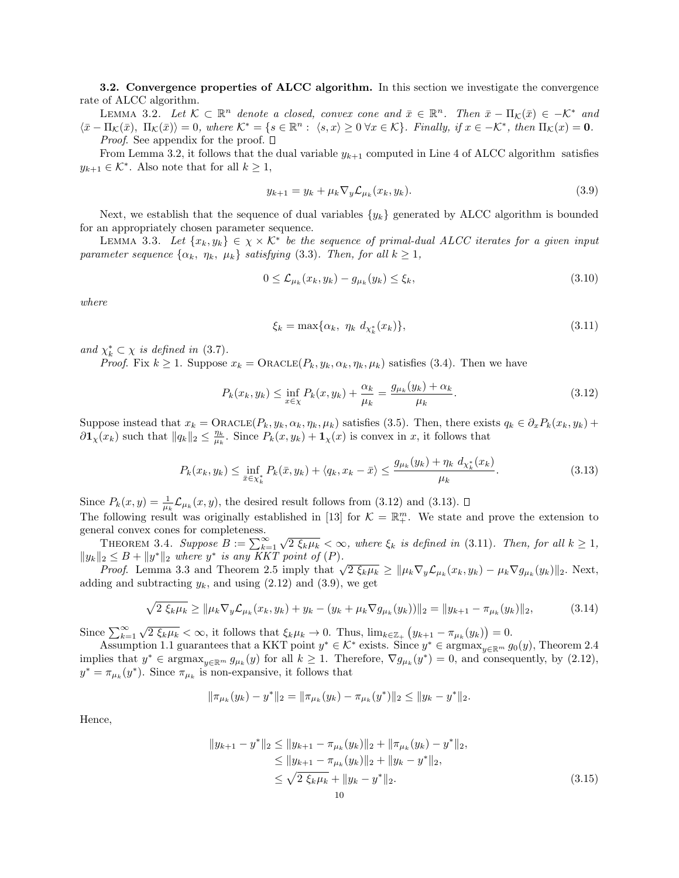**3.2. Convergence properties of ALCC algorithm.** In this section we investigate the convergence rate of ALCC algorithm.

LEMMA 3.2. *Let $\mathcal{K} \subset \mathbb{R}^n$ denote a closed, convex cone and $\bar{x} \in \mathbb{R}^n$. Then $\bar{x} - \Pi_{\mathcal{K}}(\bar{x}) \in -\mathcal{K}^*$ and $\langle \bar{x} - \Pi_{\mathcal{K}}(\bar{x}),\ \Pi_{\mathcal{K}}(\bar{x})\rangle = 0$, where $\mathcal{K}^* = \{s \in \mathbb{R}^n :\ \langle s, x\rangle \geq 0\ \forall x \in \mathcal{K}\}$. Finally, if $x \in -\mathcal{K}^*$, then $\Pi_{\mathcal{K}}(x) = \mathbf{0}$.*

*Proof.* See appendix for the proof. □

From Lemma 3.2, it follows that the dual variable $y_{k+1}$ computed in Line 4 of ALCC algorithm satisfies $y_{k+1} \in \mathcal{K}^*$. Also note that for all $k \geq 1$,

$$y_{k+1} = y_k + \mu_k \nabla_y \mathcal{L}_{\mu_k}(x_k, y_k). \tag{3.9}$$

Next, we establish that the sequence of dual variables $\{y_k\}$ generated by ALCC algorithm is bounded for an appropriately chosen parameter sequence.

LEMMA 3.3. *Let $\{x_k, y_k\} \in \chi \times \mathcal{K}^*$ be the sequence of primal-dual ALCC iterates for a given input parameter sequence $\{\alpha_k,\ \eta_k,\ \mu_k\}$ satisfying (3.3). Then, for all $k \geq 1$,*

$$0 \leq \mathcal{L}_{\mu_k}(x_k, y_k) - g_{\mu_k}(y_k) \leq \xi_k, \tag{3.10}$$

*where*

$$\xi_k = \max\{\alpha_k,\ \eta_k\ d_{\chi_k^*}(x_k)\}, \tag{3.11}$$

*and $\chi_k^* \subset \chi$ is defined in (3.7).*

*Proof.* Fix $k \geq 1$. Suppose $x_k = \textsc{Oracle}(P_k, y_k, \alpha_k, \eta_k, \mu_k)$ satisfies (3.4). Then we have

$$P_k(x_k, y_k) \leq \inf_{x \in \chi} P_k(x, y_k) + \frac{\alpha_k}{\mu_k} = \frac{g_{\mu_k}(y_k) + \alpha_k}{\mu_k}. \tag{3.12}$$

Suppose instead that $x_k = \textsc{Oracle}(P_k, y_k, \alpha_k, \eta_k, \mu_k)$ satisfies (3.5). Then, there exists $q_k \in \partial_x P_k(x_k, y_k) + \partial \mathbf{1}_\chi(x_k)$ such that $\|q_k\|_2 \leq \frac{\eta_k}{\mu_k}$. Since $P_k(x, y_k) + \mathbf{1}_\chi(x)$ is convex in $x$, it follows that

$$P_k(x_k, y_k) \leq \inf_{\bar{x} \in \chi_k^*} P_k(\bar{x}, y_k) + \langle q_k, x_k - \bar{x}\rangle \leq \frac{g_{\mu_k}(y_k) + \eta_k\ d_{\chi_k^*}(x_k)}{\mu_k}. \tag{3.13}$$

Since $P_k(x, y) = \frac{1}{\mu_k} \mathcal{L}_{\mu_k}(x, y)$, the desired result follows from (3.12) and (3.13). □

The following result was originally established in [13] for $\mathcal{K} = \mathbb{R}^m_+$. We state and prove the extension to general convex cones for completeness.

THEOREM 3.4. *Suppose $B := \sum_{k=1}^\infty \sqrt{2\ \xi_k \mu_k} < \infty$, where $\xi_k$ is defined in (3.11). Then, for all $k \geq 1$, $\|y_k\|_2 \leq B + \|y^*\|_2$ where $y^*$ is any KKT point of (P).*

*Proof.* Lemma 3.3 and Theorem 2.5 imply that $\sqrt{2\ \xi_k \mu_k} \geq \|\mu_k \nabla_y \mathcal{L}_{\mu_k}(x_k, y_k) - \mu_k \nabla g_{\mu_k}(y_k)\|_2$. Next, adding and subtracting $y_k$, and using (2.12) and (3.9), we get

$$\sqrt{2\ \xi_k \mu_k} \geq \|\mu_k \nabla_y \mathcal{L}_{\mu_k}(x_k, y_k) + y_k - (y_k + \mu_k \nabla g_{\mu_k}(y_k))\|_2 = \|y_{k+1} - \pi_{\mu_k}(y_k)\|_2, \tag{3.14}$$

Since $\sum_{k=1}^\infty \sqrt{2\ \xi_k \mu_k} < \infty$, it follows that $\xi_k \mu_k \to 0$. Thus, $\lim_{k \in \mathbb{Z}_+} \big(y_{k+1} - \pi_{\mu_k}(y_k)\big) = 0$.

Assumption 1.1 guarantees that a KKT point $y^* \in \mathcal{K}^*$ exists. Since $y^* \in \operatorname{argmax}_{y \in \mathbb{R}^m} g_0(y)$, Theorem 2.4 implies that $y^* \in \operatorname{argmax}_{y \in \mathbb{R}^m} g_{\mu_k}(y)$ for all $k \geq 1$. Therefore, $\nabla g_{\mu_k}(y^*) = 0$, and consequently, by (2.12), $y^* = \pi_{\mu_k}(y^*)$. Since $\pi_{\mu_k}$ is non-expansive, it follows that

$$\|\pi_{\mu_k}(y_k) - y^*\|_2 = \|\pi_{\mu_k}(y_k) - \pi_{\mu_k}(y^*)\|_2 \leq \|y_k - y^*\|_2.$$

Hence,

$$\begin{aligned}
\|y_{k+1} - y^*\|_2 &\leq \|y_{k+1} - \pi_{\mu_k}(y_k)\|_2 + \|\pi_{\mu_k}(y_k) - y^*\|_2, \\
&\leq \|y_{k+1} - \pi_{\mu_k}(y_k)\|_2 + \|y_k - y^*\|_2, \\
&\leq \sqrt{2\ \xi_k \mu_k} + \|y_k - y^*\|_2.
\end{aligned} \tag{3.15}$$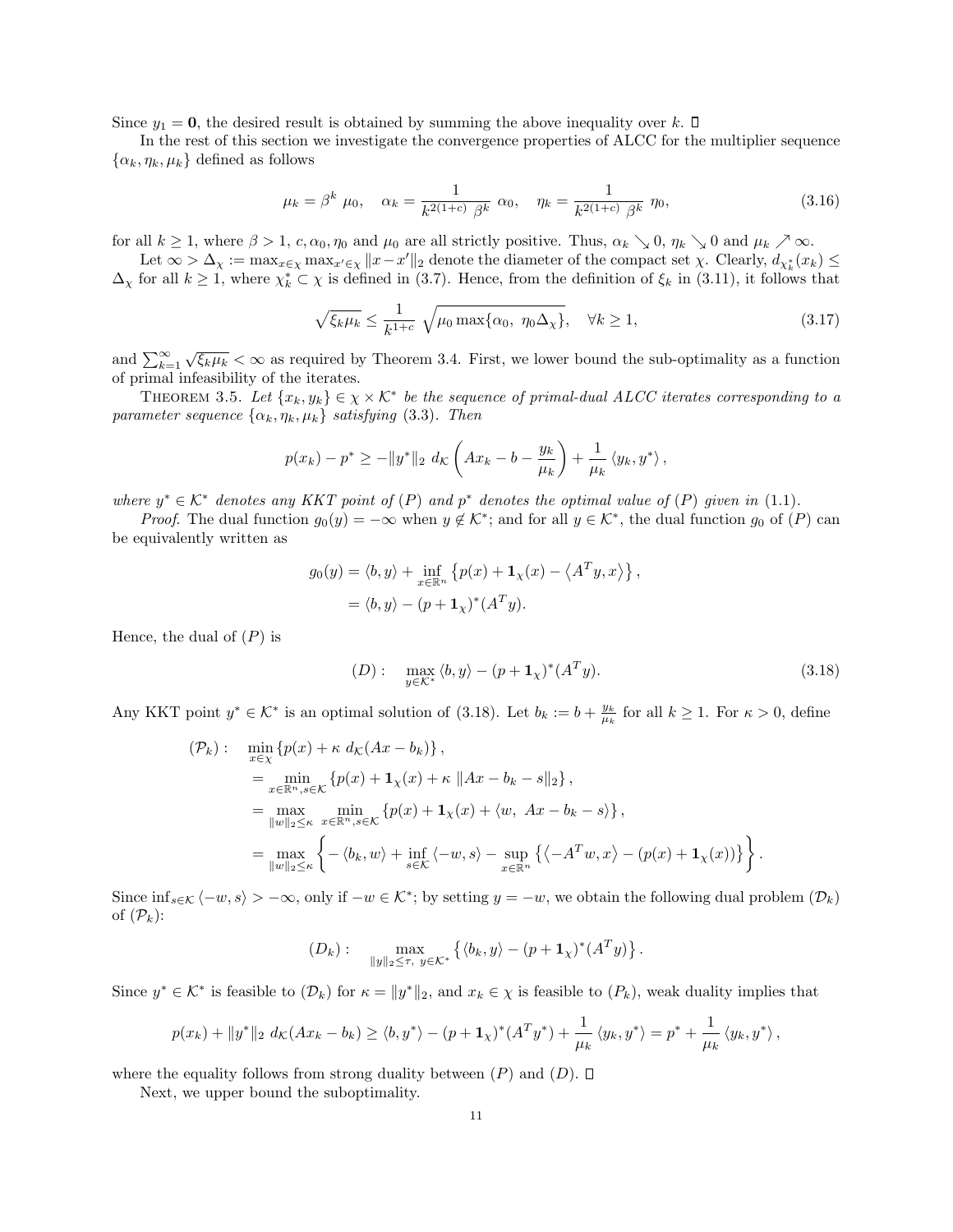Since $y_1 = \mathbf{0}$, the desired result is obtained by summing the above inequality over $k$. $\square$

In the rest of this section we investigate the convergence properties of ALCC for the multiplier sequence $\{\alpha_k, \eta_k, \mu_k\}$ defined as follows

$$\mu_k = \beta^k\ \mu_0, \quad \alpha_k = \frac{1}{k^{2(1+c)}\ \beta^k}\ \alpha_0, \quad \eta_k = \frac{1}{k^{2(1+c)}\ \beta^k}\ \eta_0, \tag{3.16}$$

for all $k \geq 1$, where $\beta > 1$, $c, \alpha_0, \eta_0$ and $\mu_0$ are all strictly positive. Thus, $\alpha_k \searrow 0$, $\eta_k \searrow 0$ and $\mu_k \nearrow \infty$.

Let $\infty > \Delta_\chi := \max_{x\in\chi}\max_{x'\in\chi}\|x - x'\|_2$ denote the diameter of the compact set $\chi$. Clearly, $d_{\chi_k^*}(x_k) \leq \Delta_\chi$ for all $k \geq 1$, where $\chi_k^* \subset \chi$ is defined in (3.7). Hence, from the definition of $\xi_k$ in (3.11), it follows that

$$\sqrt{\xi_k \mu_k} \leq \frac{1}{k^{1+c}}\ \sqrt{\mu_0 \max\{\alpha_0,\ \eta_0 \Delta_\chi\}}, \quad \forall k \geq 1, \tag{3.17}$$

and $\sum_{k=1}^\infty \sqrt{\xi_k \mu_k} < \infty$ as required by Theorem 3.4. First, we lower bound the sub-optimality as a function of primal infeasibility of the iterates.

Theorem 3.5. *Let $\{x_k, y_k\} \in \chi \times \mathcal{K}^*$ be the sequence of primal-dual ALCC iterates corresponding to a parameter sequence $\{\alpha_k, \eta_k, \mu_k\}$ satisfying (3.3). Then*

$$p(x_k) - p^* \geq -\|y^*\|_2\ d_\mathcal{K}\left(Ax_k - b - \frac{y_k}{\mu_k}\right) + \frac{1}{\mu_k}\left\langle y_k, y^*\right\rangle,$$

*where $y^* \in \mathcal{K}^*$ denotes any KKT point of $(P)$ and $p^*$ denotes the optimal value of $(P)$ given in (1.1).*

*Proof*. The dual function $g_0(y) = -\infty$ when $y \notin \mathcal{K}^*$; and for all $y \in \mathcal{K}^*$, the dual function $g_0$ of $(P)$ can be equivalently written as

$$\begin{aligned}
g_0(y) &= \langle b, y\rangle + \inf_{x\in\mathbb{R}^n}\left\{p(x) + \mathbf{1}_\chi(x) - \left\langle A^T y, x\right\rangle\right\}, \\
&= \langle b, y\rangle - (p + \mathbf{1}_\chi)^*(A^T y).
\end{aligned}$$

Hence, the dual of $(P)$ is

$$(D): \quad \max_{y\in\mathcal{K}^*} \langle b, y\rangle - (p + \mathbf{1}_\chi)^*(A^T y). \tag{3.18}$$

Any KKT point $y^* \in \mathcal{K}^*$ is an optimal solution of (3.18). Let $b_k := b + \frac{y_k}{\mu_k}$ for all $k \geq 1$. For $\kappa > 0$, define

$$\begin{aligned}
(\mathcal{P}_k): \quad &\min_{x\in\chi}\left\{p(x) + \kappa\ d_\mathcal{K}(Ax - b_k)\right\}, \\
&= \min_{x\in\mathbb{R}^n, s\in\mathcal{K}}\left\{p(x) + \mathbf{1}_\chi(x) + \kappa\ \|Ax - b_k - s\|_2\right\}, \\
&= \max_{\|w\|_2\leq\kappa}\ \min_{x\in\mathbb{R}^n, s\in\mathcal{K}}\left\{p(x) + \mathbf{1}_\chi(x) + \langle w,\ Ax - b_k - s\rangle\right\}, \\
&= \max_{\|w\|_2\leq\kappa}\left\{-\langle b_k, w\rangle + \inf_{s\in\mathcal{K}}\langle -w, s\rangle - \sup_{x\in\mathbb{R}^n}\left\{\left\langle -A^T w, x\right\rangle - (p(x) + \mathbf{1}_\chi(x))\right\}\right\}.
\end{aligned}$$

Since $\inf_{s\in\mathcal{K}}\langle -w, s\rangle > -\infty$, only if $-w \in \mathcal{K}^*$; by setting $y = -w$, we obtain the following dual problem $(\mathcal{D}_k)$ of $(\mathcal{P}_k)$:

$$(D_k): \quad \max_{\|y\|_2\leq\tau,\ y\in\mathcal{K}^*}\left\{\langle b_k, y\rangle - (p + \mathbf{1}_\chi)^*(A^T y)\right\}.$$

Since $y^* \in \mathcal{K}^*$ is feasible to $(\mathcal{D}_k)$ for $\kappa = \|y^*\|_2$, and $x_k \in \chi$ is feasible to $(P_k)$, weak duality implies that

$$p(x_k) + \|y^*\|_2\ d_\mathcal{K}(Ax_k - b_k) \geq \langle b, y^*\rangle - (p + \mathbf{1}_\chi)^*(A^T y^*) + \frac{1}{\mu_k}\left\langle y_k, y^*\right\rangle = p^* + \frac{1}{\mu_k}\left\langle y_k, y^*\right\rangle,$$

where the equality follows from strong duality between $(P)$ and $(D)$. $\square$

Next, we upper bound the suboptimality.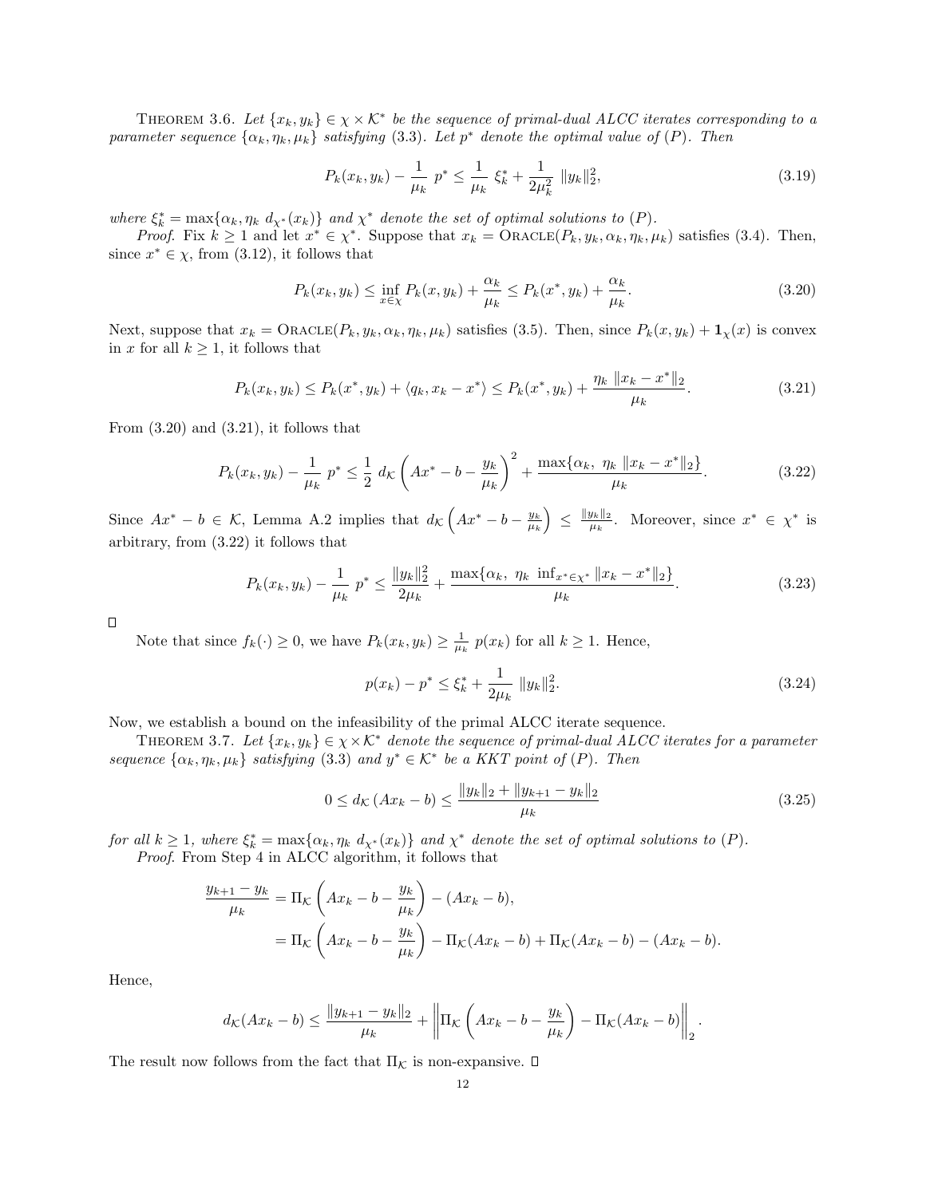Theorem 3.6. *Let $\{x_k, y_k\} \in \chi \times \mathcal{K}^*$ be the sequence of primal-dual ALCC iterates corresponding to a parameter sequence $\{\alpha_k, \eta_k, \mu_k\}$ satisfying (3.3). Let $p^*$ denote the optimal value of $(P)$. Then*

$$P_k(x_k, y_k) - \frac{1}{\mu_k}\ p^* \leq \frac{1}{\mu_k}\ \xi_k^* + \frac{1}{2\mu_k^2}\ \|y_k\|_2^2, \tag{3.19}$$

*where $\xi_k^* = \max\{\alpha_k, \eta_k\ d_{\chi^*}(x_k)\}$ and $\chi^*$ denote the set of optimal solutions to $(P)$.*

*Proof.* Fix $k \geq 1$ and let $x^* \in \chi^*$. Suppose that $x_k = \text{Oracle}(P_k, y_k, \alpha_k, \eta_k, \mu_k)$ satisfies (3.4). Then, since $x^* \in \chi$, from (3.12), it follows that

$$P_k(x_k, y_k) \leq \inf_{x \in \chi} P_k(x, y_k) + \frac{\alpha_k}{\mu_k} \leq P_k(x^*, y_k) + \frac{\alpha_k}{\mu_k}. \tag{3.20}$$

Next, suppose that $x_k = \text{Oracle}(P_k, y_k, \alpha_k, \eta_k, \mu_k)$ satisfies (3.5). Then, since $P_k(x, y_k) + \mathbf{1}_\chi(x)$ is convex in $x$ for all $k \geq 1$, it follows that

$$P_k(x_k, y_k) \leq P_k(x^*, y_k) + \langle q_k, x_k - x^* \rangle \leq P_k(x^*, y_k) + \frac{\eta_k\ \|x_k - x^*\|_2}{\mu_k}. \tag{3.21}$$

From (3.20) and (3.21), it follows that

$$P_k(x_k, y_k) - \frac{1}{\mu_k}\ p^* \leq \frac{1}{2}\ d_\mathcal{K}\left(Ax^* - b - \frac{y_k}{\mu_k}\right)^2 + \frac{\max\{\alpha_k,\ \eta_k\ \|x_k - x^*\|_2\}}{\mu_k}. \tag{3.22}$$

Since $Ax^* - b \in \mathcal{K}$, Lemma A.2 implies that $d_\mathcal{K}\left(Ax^* - b - \frac{y_k}{\mu_k}\right) \leq \frac{\|y_k\|_2}{\mu_k}$. Moreover, since $x^* \in \chi^*$ is arbitrary, from (3.22) it follows that

$$P_k(x_k, y_k) - \frac{1}{\mu_k}\ p^* \leq \frac{\|y_k\|_2^2}{2\mu_k} + \frac{\max\{\alpha_k,\ \eta_k\ \inf_{x^* \in \chi^*} \|x_k - x^*\|_2\}}{\mu_k}. \tag{3.23}$$

□

Note that since $f_k(\cdot) \geq 0$, we have $P_k(x_k, y_k) \geq \frac{1}{\mu_k}\ p(x_k)$ for all $k \geq 1$. Hence,

$$p(x_k) - p^* \leq \xi_k^* + \frac{1}{2\mu_k}\ \|y_k\|_2^2. \tag{3.24}$$

Now, we establish a bound on the infeasibility of the primal ALCC iterate sequence.

Theorem 3.7. *Let $\{x_k, y_k\} \in \chi \times \mathcal{K}^*$ denote the sequence of primal-dual ALCC iterates for a parameter sequence $\{\alpha_k, \eta_k, \mu_k\}$ satisfying (3.3) and $y^* \in \mathcal{K}^*$ be a KKT point of $(P)$. Then*

$$0 \leq d_\mathcal{K}\left(Ax_k - b\right) \leq \frac{\|y_k\|_2 + \|y_{k+1} - y_k\|_2}{\mu_k} \tag{3.25}$$

*for all $k \geq 1$, where $\xi_k^* = \max\{\alpha_k, \eta_k\ d_{\chi^*}(x_k)\}$ and $\chi^*$ denote the set of optimal solutions to $(P)$.*

*Proof.* From Step 4 in ALCC algorithm, it follows that

$$\begin{aligned}
\frac{y_{k+1} - y_k}{\mu_k} &= \Pi_\mathcal{K}\left(Ax_k - b - \frac{y_k}{\mu_k}\right) - (Ax_k - b), \\
&= \Pi_\mathcal{K}\left(Ax_k - b - \frac{y_k}{\mu_k}\right) - \Pi_\mathcal{K}(Ax_k - b) + \Pi_\mathcal{K}(Ax_k - b) - (Ax_k - b).
\end{aligned}$$

Hence,

$$d_\mathcal{K}(Ax_k - b) \leq \frac{\|y_{k+1} - y_k\|_2}{\mu_k} + \left\|\Pi_\mathcal{K}\left(Ax_k - b - \frac{y_k}{\mu_k}\right) - \Pi_\mathcal{K}(Ax_k - b)\right\|_2.$$

The result now follows from the fact that $\Pi_\mathcal{K}$ is non-expansive. □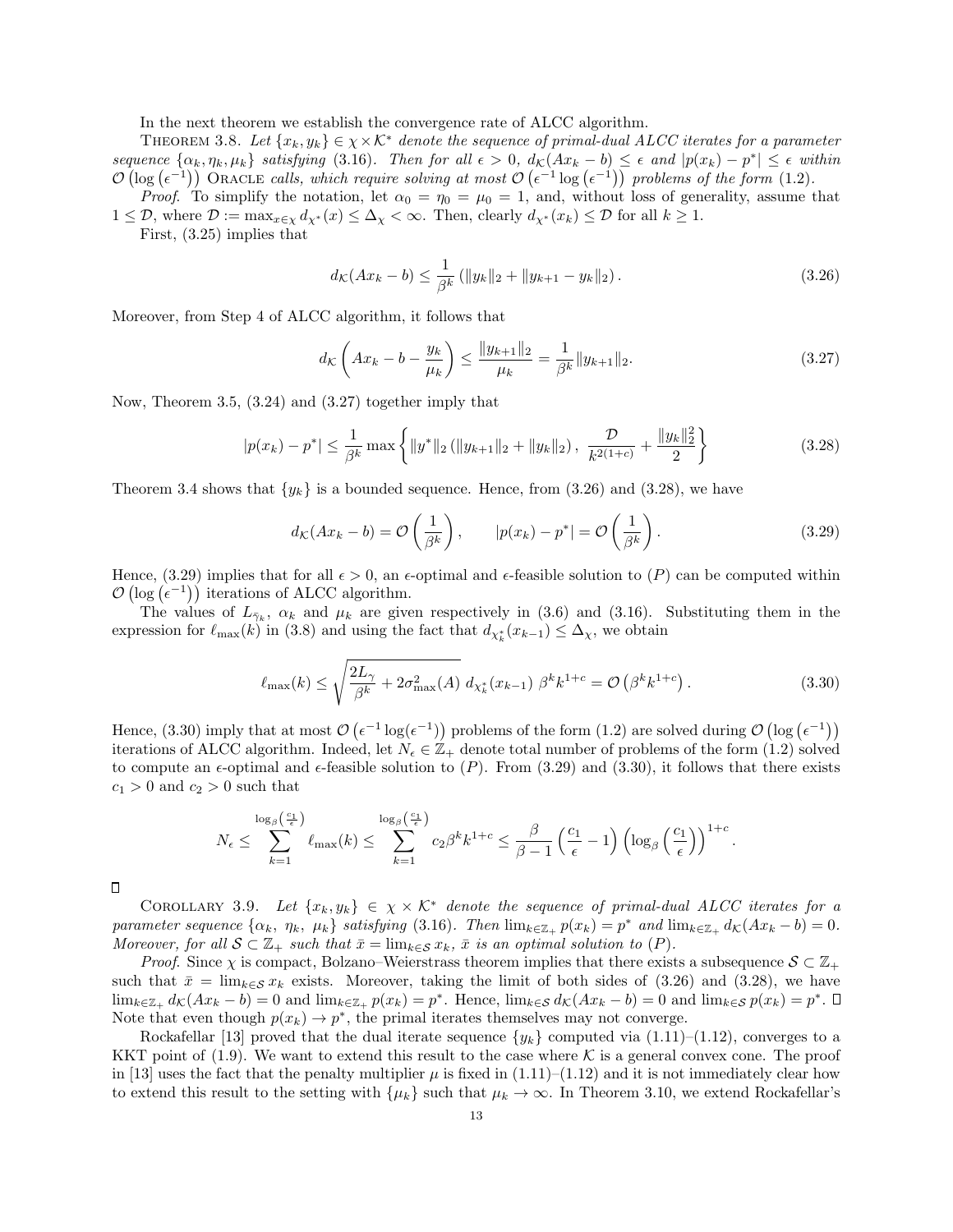In the next theorem we establish the convergence rate of ALCC algorithm.

THEOREM 3.8. *Let $\{x_k, y_k\} \in \chi \times \mathcal{K}^*$ denote the sequence of primal-dual ALCC iterates for a parameter sequence $\{\alpha_k, \eta_k, \mu_k\}$ satisfying (3.16). Then for all $\epsilon > 0$, $d_{\mathcal{K}}(Ax_k - b) \leq \epsilon$ and $|p(x_k) - p^*| \leq \epsilon$ within $\mathcal{O}\left(\log\left(\epsilon^{-1}\right)\right)$ ORACLE calls, which require solving at most $\mathcal{O}\left(\epsilon^{-1}\log\left(\epsilon^{-1}\right)\right)$ problems of the form (1.2).*

*Proof.* To simplify the notation, let $\alpha_0 = \eta_0 = \mu_0 = 1$, and, without loss of generality, assume that $1 \leq \mathcal{D}$, where $\mathcal{D} := \max_{x\in\chi} d_{\chi^*}(x) \leq \Delta_\chi < \infty$. Then, clearly $d_{\chi^*}(x_k) \leq \mathcal{D}$ for all $k \geq 1$.

First, (3.25) implies that

$$d_{\mathcal{K}}(Ax_k - b) \leq \frac{1}{\beta^k}\left(\|y_k\|_2 + \|y_{k+1} - y_k\|_2\right). \tag{3.26}$$

Moreover, from Step 4 of ALCC algorithm, it follows that

$$d_{\mathcal{K}}\left(Ax_k - b - \frac{y_k}{\mu_k}\right) \leq \frac{\|y_{k+1}\|_2}{\mu_k} = \frac{1}{\beta^k}\|y_{k+1}\|_2. \tag{3.27}$$

Now, Theorem 3.5, (3.24) and (3.27) together imply that

$$|p(x_k) - p^*| \leq \frac{1}{\beta^k}\max\left\{\|y^*\|_2\left(\|y_{k+1}\|_2 + \|y_k\|_2\right),\ \frac{\mathcal{D}}{k^{2(1+c)}} + \frac{\|y_k\|_2^2}{2}\right\} \tag{3.28}$$

Theorem 3.4 shows that $\{y_k\}$ is a bounded sequence. Hence, from (3.26) and (3.28), we have

$$d_{\mathcal{K}}(Ax_k - b) = \mathcal{O}\left(\frac{1}{\beta^k}\right), \qquad |p(x_k) - p^*| = \mathcal{O}\left(\frac{1}{\beta^k}\right). \tag{3.29}$$

Hence, (3.29) implies that for all $\epsilon > 0$, an $\epsilon$-optimal and $\epsilon$-feasible solution to $(P)$ can be computed within $\mathcal{O}\left(\log\left(\epsilon^{-1}\right)\right)$ iterations of ALCC algorithm.

The values of $L_{\bar{\gamma}_k}$, $\alpha_k$ and $\mu_k$ are given respectively in (3.6) and (3.16). Substituting them in the expression for $\ell_{\max}(k)$ in (3.8) and using the fact that $d_{\chi_k^*}(x_{k-1}) \leq \Delta_\chi$, we obtain

$$\ell_{\max}(k) \leq \sqrt{\frac{2L_\gamma}{\beta^k} + 2\sigma_{\max}^2(A)}\ d_{\chi_k^*}(x_{k-1})\ \beta^k k^{1+c} = \mathcal{O}\left(\beta^k k^{1+c}\right). \tag{3.30}$$

Hence, (3.30) imply that at most $\mathcal{O}\left(\epsilon^{-1}\log(\epsilon^{-1})\right)$ problems of the form (1.2) are solved during $\mathcal{O}\left(\log\left(\epsilon^{-1}\right)\right)$ iterations of ALCC algorithm. Indeed, let $N_\epsilon \in \mathbb{Z}_+$ denote total number of problems of the form (1.2) solved to compute an $\epsilon$-optimal and $\epsilon$-feasible solution to $(P)$. From (3.29) and (3.30), it follows that there exists $c_1 > 0$ and $c_2 > 0$ such that

$$N_\epsilon \leq \sum_{k=1}^{\log_\beta\left(\frac{c_1}{\epsilon}\right)} \ell_{\max}(k) \leq \sum_{k=1}^{\log_\beta\left(\frac{c_1}{\epsilon}\right)} c_2\beta^k k^{1+c} \leq \frac{\beta}{\beta - 1}\left(\frac{c_1}{\epsilon} - 1\right)\left(\log_\beta\left(\frac{c_1}{\epsilon}\right)\right)^{1+c}.$$

□

COROLLARY 3.9. *Let $\{x_k, y_k\} \in \chi \times \mathcal{K}^*$ denote the sequence of primal-dual ALCC iterates for a parameter sequence $\{\alpha_k,\ \eta_k,\ \mu_k\}$ satisfying (3.16). Then $\lim_{k\in\mathbb{Z}_+} p(x_k) = p^*$ and $\lim_{k\in\mathbb{Z}_+} d_{\mathcal{K}}(Ax_k - b) = 0$. Moreover, for all $\mathcal{S} \subset \mathbb{Z}_+$ such that $\bar{x} = \lim_{k\in\mathcal{S}} x_k$, $\bar{x}$ is an optimal solution to $(P)$.*

*Proof.* Since $\chi$ is compact, Bolzano–Weierstrass theorem implies that there exists a subsequence $\mathcal{S} \subset \mathbb{Z}_+$ such that $\bar{x} = \lim_{k\in\mathcal{S}} x_k$ exists. Moreover, taking the limit of both sides of (3.26) and (3.28), we have $\lim_{k\in\mathbb{Z}_+} d_{\mathcal{K}}(Ax_k - b) = 0$ and $\lim_{k\in\mathbb{Z}_+} p(x_k) = p^*$. Hence, $\lim_{k\in\mathcal{S}} d_{\mathcal{K}}(Ax_k - b) = 0$ and $\lim_{k\in\mathcal{S}} p(x_k) = p^*$. □

Note that even though $p(x_k) \to p^*$, the primal iterates themselves may not converge.

Rockafellar [13] proved that the dual iterate sequence $\{y_k\}$ computed via (1.11)–(1.12), converges to a KKT point of (1.9). We want to extend this result to the case where $\mathcal{K}$ is a general convex cone. The proof in [13] uses the fact that the penalty multiplier $\mu$ is fixed in (1.11)–(1.12) and it is not immediately clear how to extend this result to the setting with $\{\mu_k\}$ such that $\mu_k \to \infty$. In Theorem 3.10, we extend Rockafellar's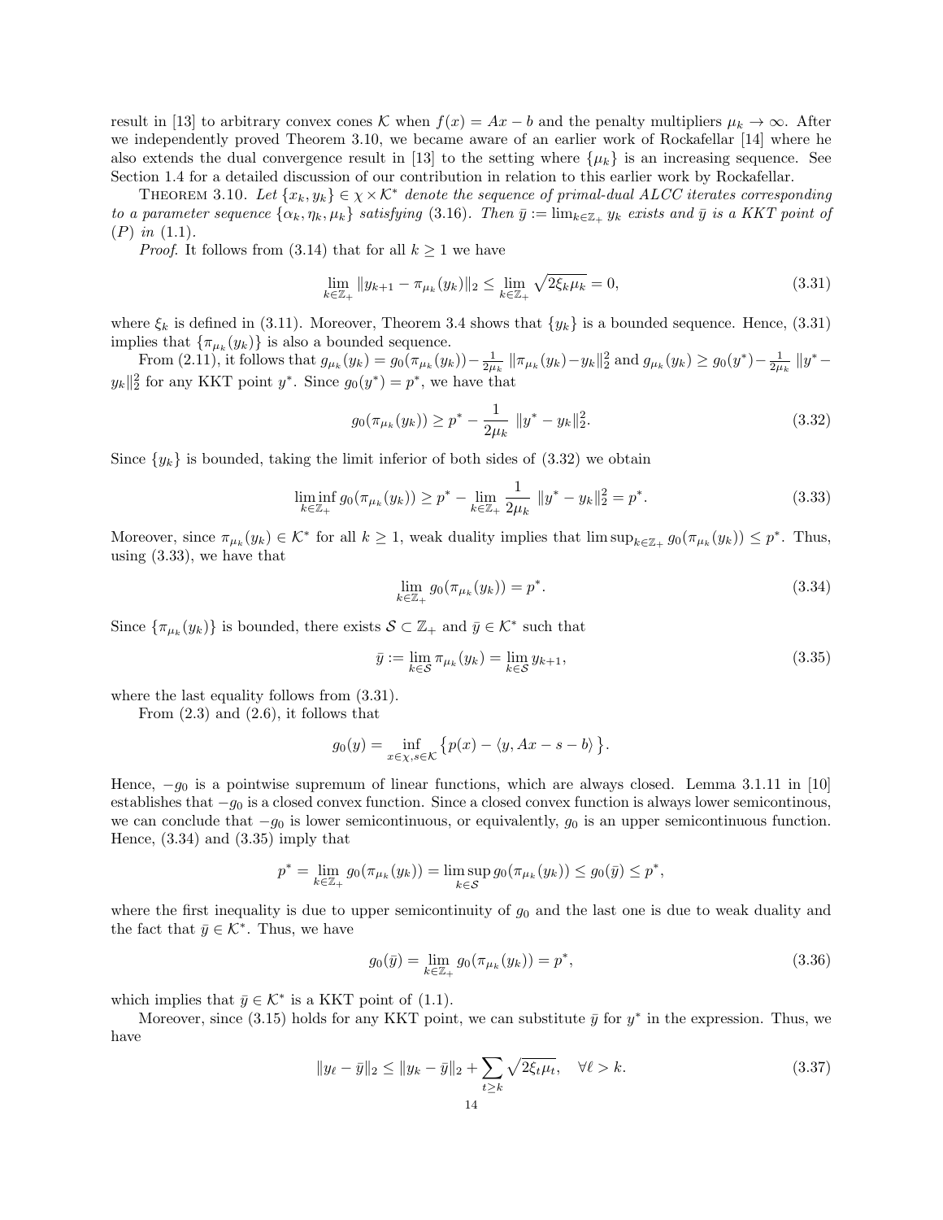result in [13] to arbitrary convex cones $\mathcal{K}$ when $f(x) = Ax - b$ and the penalty multipliers $\mu_k \to \infty$. After we independently proved Theorem 3.10, we became aware of an earlier work of Rockafellar [14] where he also extends the dual convergence result in [13] to the setting where $\{\mu_k\}$ is an increasing sequence. See Section 1.4 for a detailed discussion of our contribution in relation to this earlier work by Rockafellar.

THEOREM 3.10. *Let $\{x_k, y_k\} \in \chi \times \mathcal{K}^*$ denote the sequence of primal-dual ALCC iterates corresponding to a parameter sequence $\{\alpha_k, \eta_k, \mu_k\}$ satisfying (3.16). Then $\bar{y} := \lim_{k\in\mathbb{Z}_+} y_k$ exists and $\bar{y}$ is a KKT point of (P) in (1.1).*

*Proof.* It follows from (3.14) that for all $k \geq 1$ we have

$$\lim_{k\in\mathbb{Z}_+} \|y_{k+1} - \pi_{\mu_k}(y_k)\|_2 \leq \lim_{k\in\mathbb{Z}_+} \sqrt{2\xi_k\mu_k} = 0, \tag{3.31}$$

where $\xi_k$ is defined in (3.11). Moreover, Theorem 3.4 shows that $\{y_k\}$ is a bounded sequence. Hence, (3.31) implies that $\{\pi_{\mu_k}(y_k)\}$ is also a bounded sequence.

From (2.11), it follows that $g_{\mu_k}(y_k) = g_0(\pi_{\mu_k}(y_k)) - \frac{1}{2\mu_k}\|\pi_{\mu_k}(y_k) - y_k\|_2^2$ and $g_{\mu_k}(y_k) \geq g_0(y^*) - \frac{1}{2\mu_k}\|y^* - y_k\|_2^2$ for any KKT point $y^*$. Since $g_0(y^*) = p^*$, we have that

$$g_0(\pi_{\mu_k}(y_k)) \geq p^* - \frac{1}{2\mu_k}\ \|y^* - y_k\|_2^2. \tag{3.32}$$

Since $\{y_k\}$ is bounded, taking the limit inferior of both sides of (3.32) we obtain

$$\liminf_{k\in\mathbb{Z}_+} g_0(\pi_{\mu_k}(y_k)) \geq p^* - \lim_{k\in\mathbb{Z}_+} \frac{1}{2\mu_k}\ \|y^* - y_k\|_2^2 = p^*. \tag{3.33}$$

Moreover, since $\pi_{\mu_k}(y_k) \in \mathcal{K}^*$ for all $k \geq 1$, weak duality implies that $\limsup_{k\in\mathbb{Z}_+} g_0(\pi_{\mu_k}(y_k)) \leq p^*$. Thus, using (3.33), we have that

$$\lim_{k\in\mathbb{Z}_+} g_0(\pi_{\mu_k}(y_k)) = p^*. \tag{3.34}$$

Since $\{\pi_{\mu_k}(y_k)\}$ is bounded, there exists $\mathcal{S} \subset \mathbb{Z}_+$ and $\bar{y} \in \mathcal{K}^*$ such that

$$\bar{y} := \lim_{k\in\mathcal{S}} \pi_{\mu_k}(y_k) = \lim_{k\in\mathcal{S}} y_{k+1}, \tag{3.35}$$

where the last equality follows from (3.31).

From (2.3) and (2.6), it follows that

$$g_0(y) = \inf_{x\in\chi, s\in\mathcal{K}} \big\{p(x) - \langle y, Ax - s - b\rangle\big\}.$$

Hence, $-g_0$ is a pointwise supremum of linear functions, which are always closed. Lemma 3.1.11 in [10] establishes that $-g_0$ is a closed convex function. Since a closed convex function is always lower semicontinous, we can conclude that $-g_0$ is lower semicontinuous, or equivalently, $g_0$ is an upper semicontinuous function. Hence, (3.34) and (3.35) imply that

$$p^* = \lim_{k\in\mathbb{Z}_+} g_0(\pi_{\mu_k}(y_k)) = \limsup_{k\in\mathcal{S}} g_0(\pi_{\mu_k}(y_k)) \leq g_0(\bar{y}) \leq p^*,$$

where the first inequality is due to upper semicontinuity of $g_0$ and the last one is due to weak duality and the fact that $\bar{y} \in \mathcal{K}^*$. Thus, we have

$$g_0(\bar{y}) = \lim_{k\in\mathbb{Z}_+} g_0(\pi_{\mu_k}(y_k)) = p^*, \tag{3.36}$$

which implies that $\bar{y} \in \mathcal{K}^*$ is a KKT point of (1.1).

Moreover, since (3.15) holds for any KKT point, we can substitute $\bar{y}$ for $y^*$ in the expression. Thus, we have

$$\|y_\ell - \bar{y}\|_2 \leq \|y_k - \bar{y}\|_2 + \sum_{t\geq k} \sqrt{2\xi_t\mu_t}, \quad \forall \ell > k. \tag{3.37}$$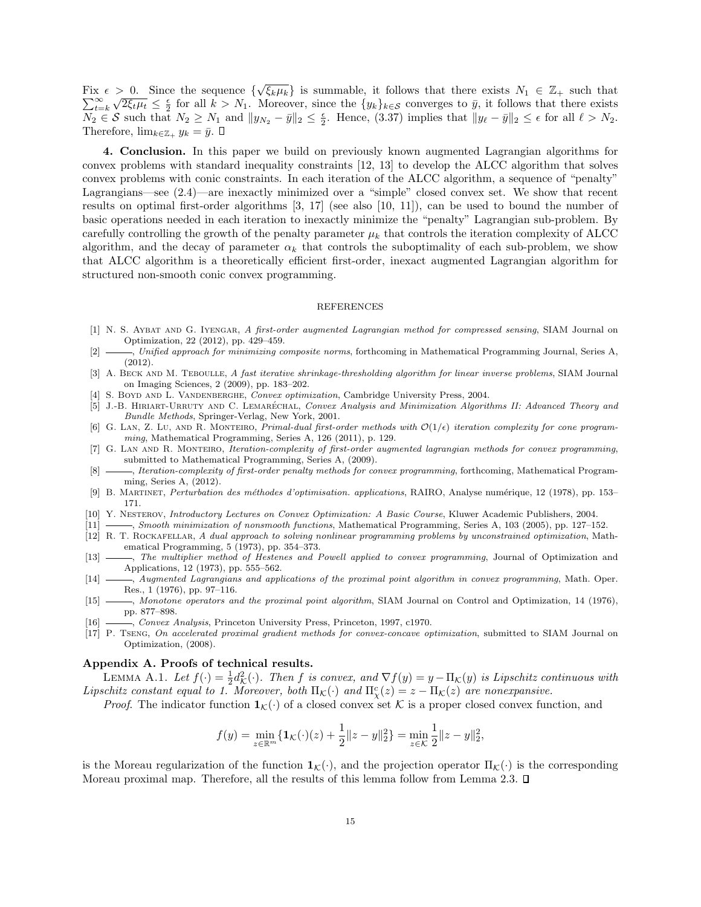Fix $\epsilon > 0$. Since the sequence $\{\sqrt{\xi_k \mu_k}\}$ is summable, it follows that there exists $N_1 \in \mathbb{Z}_+$ such that $\sum_{t=k}^{\infty} \sqrt{2\xi_t \mu_t} \leq \frac{\epsilon}{2}$ for all $k > N_1$. Moreover, since the $\{y_k\}_{k \in \mathcal{S}}$ converges to $\bar{y}$, it follows that there exists $N_2 \in \mathcal{S}$ such that $N_2 \geq N_1$ and $\|y_{N_2} - \bar{y}\|_2 \leq \frac{\epsilon}{2}$. Hence, (3.37) implies that $\|y_\ell - \bar{y}\|_2 \leq \epsilon$ for all $\ell > N_2$. Therefore, $\lim_{k \in \mathbb{Z}_+} y_k = \bar{y}$. ∎

**4. Conclusion.** In this paper we build on previously known augmented Lagrangian algorithms for convex problems with standard inequality constraints [12, 13] to develop the ALCC algorithm that solves convex problems with conic constraints. In each iteration of the ALCC algorithm, a sequence of "penalty" Lagrangians—see (2.4)—are inexactly minimized over a "simple" closed convex set. We show that recent results on optimal first-order algorithms [3, 17] (see also [10, 11]), can be used to bound the number of basic operations needed in each iteration to inexactly minimize the "penalty" Lagrangian sub-problem. By carefully controlling the growth of the penalty parameter $\mu_k$ that controls the iteration complexity of ALCC algorithm, and the decay of parameter $\alpha_k$ that controls the suboptimality of each sub-problem, we show that ALCC algorithm is a theoretically efficient first-order, inexact augmented Lagrangian algorithm for structured non-smooth conic convex programming.

## REFERENCES

[1] N. S. Aybat and G. Iyengar, *A first-order augmented Lagrangian method for compressed sensing*, SIAM Journal on Optimization, 22 (2012), pp. 429–459.

[2] ———, *Unified approach for minimizing composite norms*, forthcoming in Mathematical Programming Journal, Series A, (2012).

[3] A. Beck and M. Teboulle, *A fast iterative shrinkage-thresholding algorithm for linear inverse problems*, SIAM Journal on Imaging Sciences, 2 (2009), pp. 183–202.

[4] S. Boyd and L. Vandenberghe, *Convex optimization*, Cambridge University Press, 2004.

[5] J.-B. Hiriart-Urruty and C. Lemaréchal, *Convex Analysis and Minimization Algorithms II: Advanced Theory and Bundle Methods*, Springer-Verlag, New York, 2001.

[6] G. Lan, Z. Lu, and R. Monteiro, *Primal-dual first-order methods with $\mathcal{O}(1/\epsilon)$ iteration complexity for cone programming*, Mathematical Programming, Series A, 126 (2011), p. 129.

[7] G. Lan and R. Monteiro, *Iteration-complexity of first-order augmented lagrangian methods for convex programming*, submitted to Mathematical Programming, Series A, (2009).

[8] ———, *Iteration-complexity of first-order penalty methods for convex programming*, forthcoming, Mathematical Programming, Series A, (2012).

[9] B. Martinet, *Perturbation des méthodes d'optimisation. applications*, RAIRO, Analyse numérique, 12 (1978), pp. 153–171.

[10] Y. Nesterov, *Introductory Lectures on Convex Optimization: A Basic Course*, Kluwer Academic Publishers, 2004.

[11] ———, *Smooth minimization of nonsmooth functions*, Mathematical Programming, Series A, 103 (2005), pp. 127–152.

[12] R. T. Rockafellar, *A dual approach to solving nonlinear programming problems by unconstrained optimization*, Mathematical Programming, 5 (1973), pp. 354–373.

[13] ———, *The multiplier method of Hestenes and Powell applied to convex programming*, Journal of Optimization and Applications, 12 (1973), pp. 555–562.

[14] ———, *Augmented Lagrangians and applications of the proximal point algorithm in convex programming*, Math. Oper. Res., 1 (1976), pp. 97–116.

[15] ———, *Monotone operators and the proximal point algorithm*, SIAM Journal on Control and Optimization, 14 (1976), pp. 877–898.

[16] ———, *Convex Analysis*, Princeton University Press, Princeton, 1997, c1970.

[17] P. Tseng, *On accelerated proximal gradient methods for convex-concave optimization*, submitted to SIAM Journal on Optimization, (2008).

## Appendix A. Proofs of technical results.

Lemma A.1. *Let $f(\cdot) = \frac{1}{2} d_{\mathcal{K}}^2(\cdot)$. Then $f$ is convex, and $\nabla f(y) = y - \Pi_{\mathcal{K}}(y)$ is Lipschitz continuous with Lipschitz constant equal to 1. Moreover, both $\Pi_{\mathcal{K}}(\cdot)$ and $\Pi_{\chi}^c(z) = z - \Pi_{\mathcal{K}}(z)$ are nonexpansive.*

*Proof*. The indicator function $\mathbf{1}_{\mathcal{K}}(\cdot)$ of a closed convex set $\mathcal{K}$ is a proper closed convex function, and

$$f(y) = \min_{z \in \mathbb{R}^m} \{\mathbf{1}_{\mathcal{K}}(\cdot)(z) + \frac{1}{2}\|z - y\|_2^2\} = \min_{z \in \mathcal{K}} \frac{1}{2}\|z - y\|_2^2,$$

is the Moreau regularization of the function $\mathbf{1}_{\mathcal{K}}(\cdot)$, and the projection operator $\Pi_{\mathcal{K}}(\cdot)$ is the corresponding Moreau proximal map. Therefore, all the results of this lemma follow from Lemma 2.3. ∎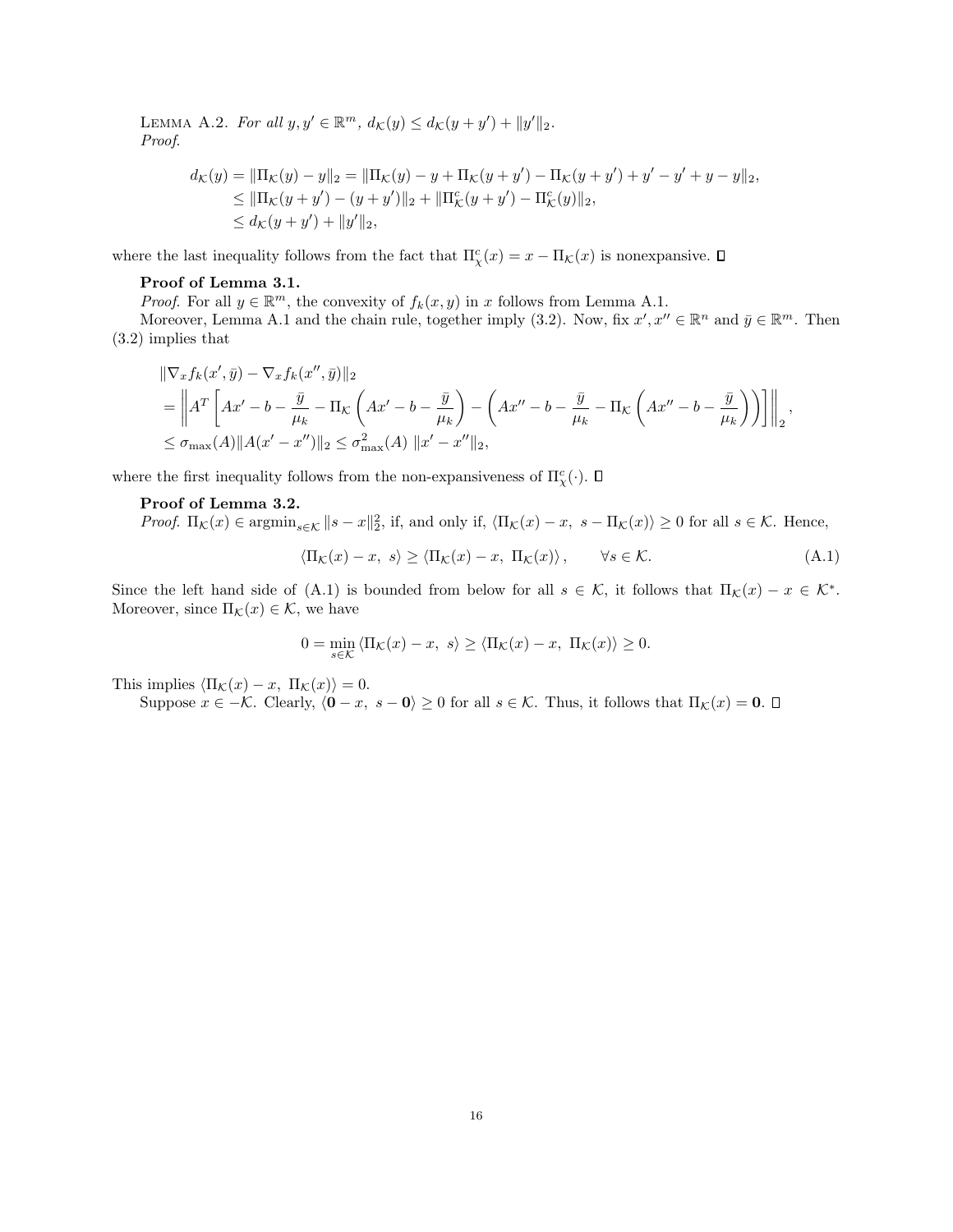Lemma A.2. *For all $y, y' \in \mathbb{R}^m$, $d_{\mathcal{K}}(y) \leq d_{\mathcal{K}}(y + y') + \|y'\|_2$.*
*Proof.*

$$
\begin{aligned}
d_{\mathcal{K}}(y) &= \|\Pi_{\mathcal{K}}(y) - y\|_2 = \|\Pi_{\mathcal{K}}(y) - y + \Pi_{\mathcal{K}}(y + y') - \Pi_{\mathcal{K}}(y + y') + y' - y' + y - y\|_2, \\
&\leq \|\Pi_{\mathcal{K}}(y + y') - (y + y')\|_2 + \|\Pi^c_{\mathcal{K}}(y + y') - \Pi^c_{\mathcal{K}}(y)\|_2, \\
&\leq d_{\mathcal{K}}(y + y') + \|y'\|_2,
\end{aligned}
$$

where the last inequality follows from the fact that $\Pi^c_{\chi}(x) = x - \Pi_{\mathcal{K}}(x)$ is nonexpansive. □

**Proof of Lemma 3.1.**

*Proof.* For all $y \in \mathbb{R}^m$, the convexity of $f_k(x, y)$ in $x$ follows from Lemma A.1.

Moreover, Lemma A.1 and the chain rule, together imply (3.2). Now, fix $x', x'' \in \mathbb{R}^n$ and $\bar{y} \in \mathbb{R}^m$. Then (3.2) implies that

$$
\begin{aligned}
&\|\nabla_x f_k(x', \bar{y}) - \nabla_x f_k(x'', \bar{y})\|_2 \\
&= \left\| A^T \left[ Ax' - b - \frac{\bar{y}}{\mu_k} - \Pi_{\mathcal{K}}\left( Ax' - b - \frac{\bar{y}}{\mu_k} \right) - \left( Ax'' - b - \frac{\bar{y}}{\mu_k} - \Pi_{\mathcal{K}}\left( Ax'' - b - \frac{\bar{y}}{\mu_k} \right) \right) \right] \right\|_2, \\
&\leq \sigma_{\max}(A) \|A(x' - x'')\|_2 \leq \sigma^2_{\max}(A) \; \|x' - x''\|_2,
\end{aligned}
$$

where the first inequality follows from the non-expansiveness of $\Pi^c_{\chi}(\cdot)$. □

**Proof of Lemma 3.2.**

*Proof.* $\Pi_{\mathcal{K}}(x) \in \operatorname{argmin}_{s \in \mathcal{K}} \|s - x\|_2^2$, if, and only if, $\langle \Pi_{\mathcal{K}}(x) - x, \; s - \Pi_{\mathcal{K}}(x) \rangle \geq 0$ for all $s \in \mathcal{K}$. Hence,

$$
\langle \Pi_{\mathcal{K}}(x) - x, \; s \rangle \geq \langle \Pi_{\mathcal{K}}(x) - x, \; \Pi_{\mathcal{K}}(x) \rangle, \qquad \forall s \in \mathcal{K}. \tag{A.1}
$$

Since the left hand side of (A.1) is bounded from below for all $s \in \mathcal{K}$, it follows that $\Pi_{\mathcal{K}}(x) - x \in \mathcal{K}^*$. Moreover, since $\Pi_{\mathcal{K}}(x) \in \mathcal{K}$, we have

$$
0 = \min_{s \in \mathcal{K}} \langle \Pi_{\mathcal{K}}(x) - x, \; s \rangle \geq \langle \Pi_{\mathcal{K}}(x) - x, \; \Pi_{\mathcal{K}}(x) \rangle \geq 0.
$$

This implies $\langle \Pi_{\mathcal{K}}(x) - x, \; \Pi_{\mathcal{K}}(x) \rangle = 0$.

Suppose $x \in -\mathcal{K}$. Clearly, $\langle \mathbf{0} - x, \; s - \mathbf{0} \rangle \geq 0$ for all $s \in \mathcal{K}$. Thus, it follows that $\Pi_{\mathcal{K}}(x) = \mathbf{0}$. □